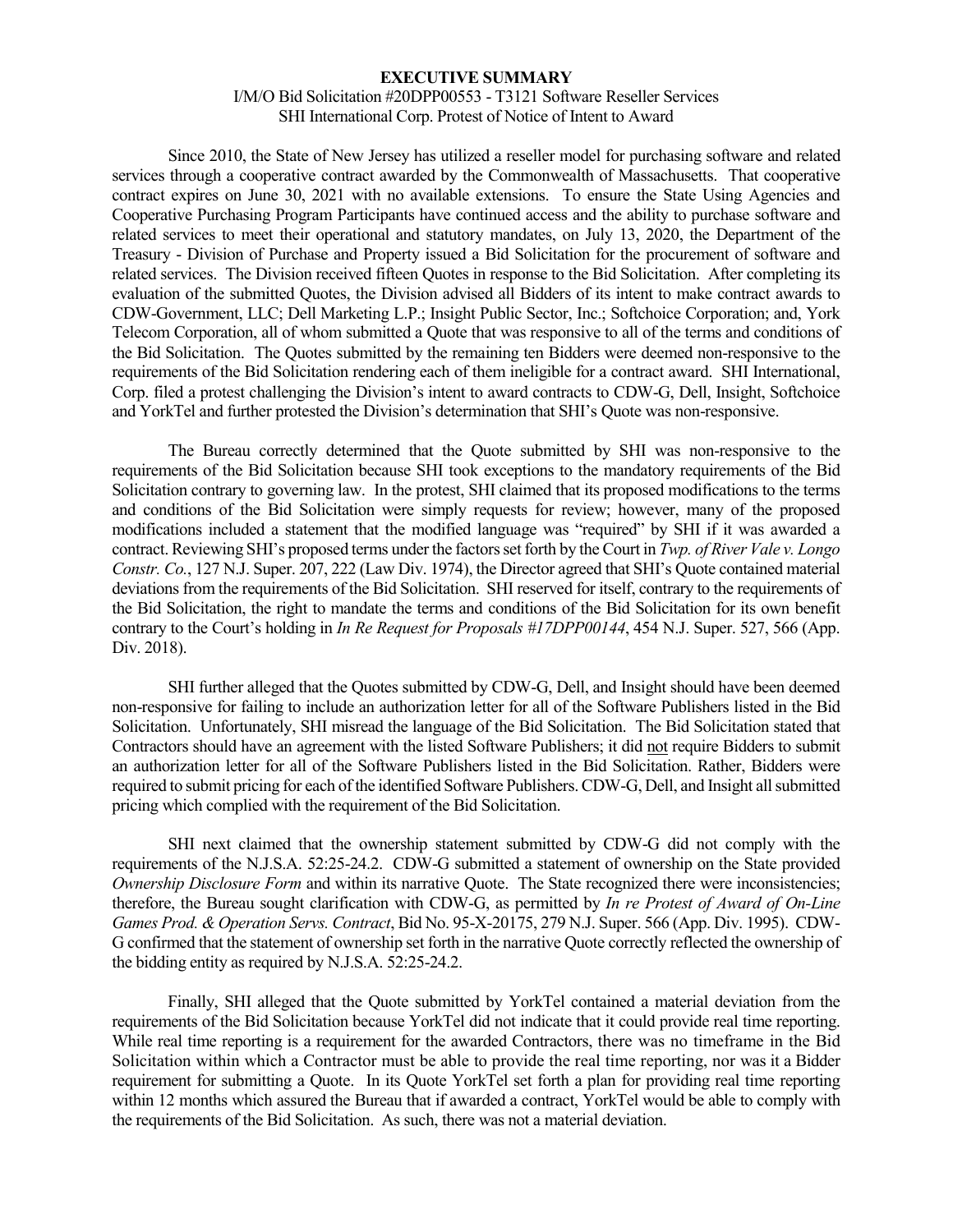# EXECUTIVE SUMMARY

I/M/O Bid Solicitation #20DPP00553 - T3121 Software Reseller Services
SHI International Corp. Protest of Notice of Intent to Award

Since 2010, the State of New Jersey has utilized a reseller model for purchasing software and related services through a cooperative contract awarded by the Commonwealth of Massachusetts. That cooperative contract expires on June 30, 2021 with no available extensions. To ensure the State Using Agencies and Cooperative Purchasing Program Participants have continued access and the ability to purchase software and related services to meet their operational and statutory mandates, on July 13, 2020, the Department of the Treasury - Division of Purchase and Property issued a Bid Solicitation for the procurement of software and related services. The Division received fifteen Quotes in response to the Bid Solicitation. After completing its evaluation of the submitted Quotes, the Division advised all Bidders of its intent to make contract awards to CDW-Government, LLC; Dell Marketing L.P.; Insight Public Sector, Inc.; Softchoice Corporation; and, York Telecom Corporation, all of whom submitted a Quote that was responsive to all of the terms and conditions of the Bid Solicitation. The Quotes submitted by the remaining ten Bidders were deemed non-responsive to the requirements of the Bid Solicitation rendering each of them ineligible for a contract award. SHI International, Corp. filed a protest challenging the Division's intent to award contracts to CDW-G, Dell, Insight, Softchoice and YorkTel and further protested the Division's determination that SHI's Quote was non-responsive.

The Bureau correctly determined that the Quote submitted by SHI was non-responsive to the requirements of the Bid Solicitation because SHI took exceptions to the mandatory requirements of the Bid Solicitation contrary to governing law. In the protest, SHI claimed that its proposed modifications to the terms and conditions of the Bid Solicitation were simply requests for review; however, many of the proposed modifications included a statement that the modified language was "required" by SHI if it was awarded a contract. Reviewing SHI's proposed terms under the factors set forth by the Court in *Twp. of River Vale v. Longo Constr. Co.*, 127 N.J. Super. 207, 222 (Law Div. 1974), the Director agreed that SHI's Quote contained material deviations from the requirements of the Bid Solicitation. SHI reserved for itself, contrary to the requirements of the Bid Solicitation, the right to mandate the terms and conditions of the Bid Solicitation for its own benefit contrary to the Court's holding in *In Re Request for Proposals #17DPP00144*, 454 N.J. Super. 527, 566 (App. Div. 2018).

SHI further alleged that the Quotes submitted by CDW-G, Dell, and Insight should have been deemed non-responsive for failing to include an authorization letter for all of the Software Publishers listed in the Bid Solicitation. Unfortunately, SHI misread the language of the Bid Solicitation. The Bid Solicitation stated that Contractors should have an agreement with the listed Software Publishers; it did <u>not</u> require Bidders to submit an authorization letter for all of the Software Publishers listed in the Bid Solicitation. Rather, Bidders were required to submit pricing for each of the identified Software Publishers. CDW-G, Dell, and Insight all submitted pricing which complied with the requirement of the Bid Solicitation.

SHI next claimed that the ownership statement submitted by CDW-G did not comply with the requirements of the N.J.S.A. 52:25-24.2. CDW-G submitted a statement of ownership on the State provided *Ownership Disclosure Form* and within its narrative Quote. The State recognized there were inconsistencies; therefore, the Bureau sought clarification with CDW-G, as permitted by *In re Protest of Award of On-Line Games Prod. & Operation Servs. Contract*, Bid No. 95-X-20175, 279 N.J. Super. 566 (App. Div. 1995). CDW-G confirmed that the statement of ownership set forth in the narrative Quote correctly reflected the ownership of the bidding entity as required by N.J.S.A. 52:25-24.2.

Finally, SHI alleged that the Quote submitted by YorkTel contained a material deviation from the requirements of the Bid Solicitation because YorkTel did not indicate that it could provide real time reporting. While real time reporting is a requirement for the awarded Contractors, there was no timeframe in the Bid Solicitation within which a Contractor must be able to provide the real time reporting, nor was it a Bidder requirement for submitting a Quote. In its Quote YorkTel set forth a plan for providing real time reporting within 12 months which assured the Bureau that if awarded a contract, YorkTel would be able to comply with the requirements of the Bid Solicitation. As such, there was not a material deviation.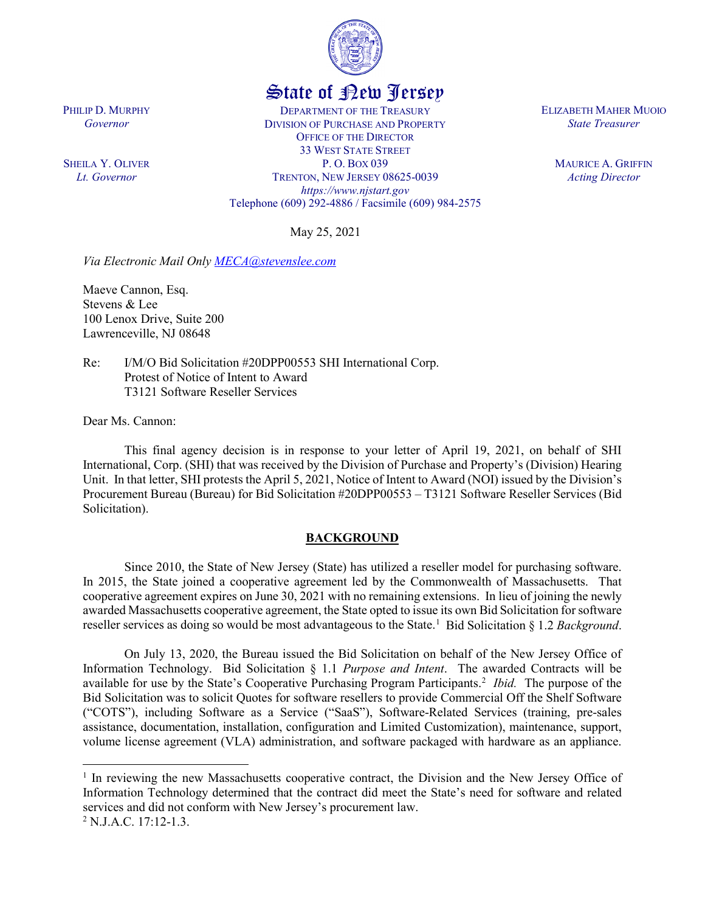State of New Jersey

PHILIP D. MURPHY
*Governor*

SHEILA Y. OLIVER
*Lt. Governor*

DEPARTMENT OF THE TREASURY
DIVISION OF PURCHASE AND PROPERTY
OFFICE OF THE DIRECTOR
33 WEST STATE STREET
P. O. BOX 039
TRENTON, NEW JERSEY 08625-0039
*https://www.njstart.gov*
Telephone (609) 292-4886 / Facsimile (609) 984-2575

ELIZABETH MAHER MUOIO
*State Treasurer*

MAURICE A. GRIFFIN
*Acting Director*

May 25, 2021

*Via Electronic Mail Only MECA@stevenslee.com*

Maeve Cannon, Esq.
Stevens & Lee
100 Lenox Drive, Suite 200
Lawrenceville, NJ 08648

Re: I/M/O Bid Solicitation #20DPP00553 SHI International Corp.
Protest of Notice of Intent to Award
T3121 Software Reseller Services

Dear Ms. Cannon:

This final agency decision is in response to your letter of April 19, 2021, on behalf of SHI International, Corp. (SHI) that was received by the Division of Purchase and Property's (Division) Hearing Unit. In that letter, SHI protests the April 5, 2021, Notice of Intent to Award (NOI) issued by the Division's Procurement Bureau (Bureau) for Bid Solicitation #20DPP00553 – T3121 Software Reseller Services (Bid Solicitation).

## BACKGROUND

Since 2010, the State of New Jersey (State) has utilized a reseller model for purchasing software. In 2015, the State joined a cooperative agreement led by the Commonwealth of Massachusetts. That cooperative agreement expires on June 30, 2021 with no remaining extensions. In lieu of joining the newly awarded Massachusetts cooperative agreement, the State opted to issue its own Bid Solicitation for software reseller services as doing so would be most advantageous to the State.[1] Bid Solicitation § 1.2 *Background*.

On July 13, 2020, the Bureau issued the Bid Solicitation on behalf of the New Jersey Office of Information Technology. Bid Solicitation § 1.1 *Purpose and Intent*. The awarded Contracts will be available for use by the State's Cooperative Purchasing Program Participants.[2] *Ibid.* The purpose of the Bid Solicitation was to solicit Quotes for software resellers to provide Commercial Off the Shelf Software ("COTS"), including Software as a Service ("SaaS"), Software-Related Services (training, pre-sales assistance, documentation, installation, configuration and Limited Customization), maintenance, support, volume license agreement (VLA) administration, and software packaged with hardware as an appliance.

[1] In reviewing the new Massachusetts cooperative contract, the Division and the New Jersey Office of Information Technology determined that the contract did meet the State's need for software and related services and did not conform with New Jersey's procurement law.

[2] N.J.A.C. 17:12-1.3.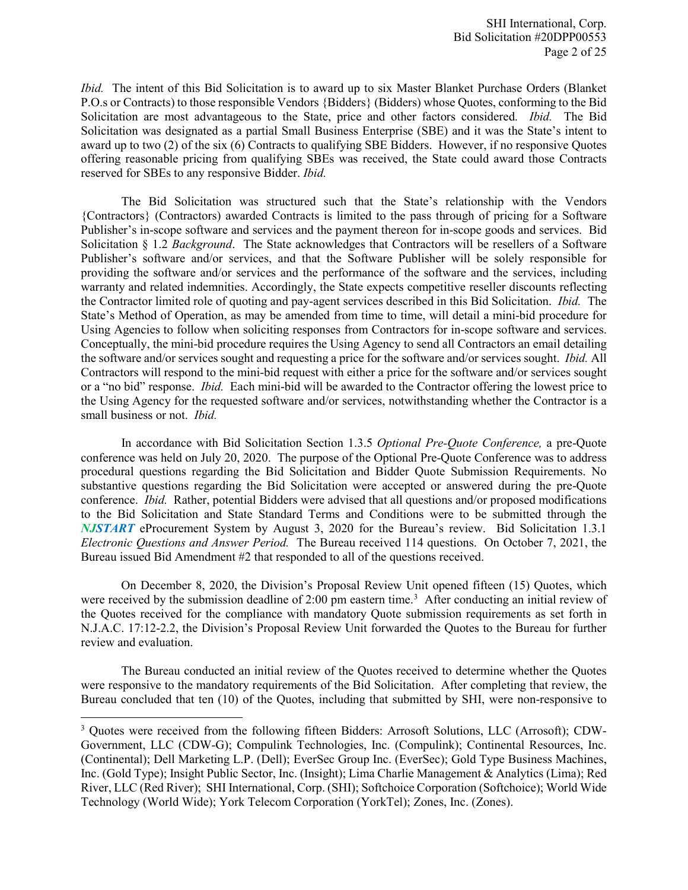*Ibid.* The intent of this Bid Solicitation is to award up to six Master Blanket Purchase Orders (Blanket P.O.s or Contracts) to those responsible Vendors {Bidders} (Bidders) whose Quotes, conforming to the Bid Solicitation are most advantageous to the State, price and other factors considered. *Ibid.* The Bid Solicitation was designated as a partial Small Business Enterprise (SBE) and it was the State's intent to award up to two (2) of the six (6) Contracts to qualifying SBE Bidders. However, if no responsive Quotes offering reasonable pricing from qualifying SBEs was received, the State could award those Contracts reserved for SBEs to any responsive Bidder. *Ibid.*

The Bid Solicitation was structured such that the State's relationship with the Vendors {Contractors} (Contractors) awarded Contracts is limited to the pass through of pricing for a Software Publisher's in-scope software and services and the payment thereon for in-scope goods and services. Bid Solicitation § 1.2 *Background*. The State acknowledges that Contractors will be resellers of a Software Publisher's software and/or services, and that the Software Publisher will be solely responsible for providing the software and/or services and the performance of the software and the services, including warranty and related indemnities. Accordingly, the State expects competitive reseller discounts reflecting the Contractor limited role of quoting and pay-agent services described in this Bid Solicitation. *Ibid.* The State's Method of Operation, as may be amended from time to time, will detail a mini-bid procedure for Using Agencies to follow when soliciting responses from Contractors for in-scope software and services. Conceptually, the mini-bid procedure requires the Using Agency to send all Contractors an email detailing the software and/or services sought and requesting a price for the software and/or services sought. *Ibid.* All Contractors will respond to the mini-bid request with either a price for the software and/or services sought or a "no bid" response. *Ibid.* Each mini-bid will be awarded to the Contractor offering the lowest price to the Using Agency for the requested software and/or services, notwithstanding whether the Contractor is a small business or not. *Ibid.*

In accordance with Bid Solicitation Section 1.3.5 *Optional Pre-Quote Conference,* a pre-Quote conference was held on July 20, 2020. The purpose of the Optional Pre-Quote Conference was to address procedural questions regarding the Bid Solicitation and Bidder Quote Submission Requirements. No substantive questions regarding the Bid Solicitation were accepted or answered during the pre-Quote conference. *Ibid.* Rather, potential Bidders were advised that all questions and/or proposed modifications to the Bid Solicitation and State Standard Terms and Conditions were to be submitted through the ***NJSTART*** eProcurement System by August 3, 2020 for the Bureau's review. Bid Solicitation 1.3.1 *Electronic Questions and Answer Period.* The Bureau received 114 questions. On October 7, 2021, the Bureau issued Bid Amendment #2 that responded to all of the questions received.

On December 8, 2020, the Division's Proposal Review Unit opened fifteen (15) Quotes, which were received by the submission deadline of 2:00 pm eastern time.[3] After conducting an initial review of the Quotes received for the compliance with mandatory Quote submission requirements as set forth in N.J.A.C. 17:12-2.2, the Division's Proposal Review Unit forwarded the Quotes to the Bureau for further review and evaluation.

The Bureau conducted an initial review of the Quotes received to determine whether the Quotes were responsive to the mandatory requirements of the Bid Solicitation. After completing that review, the Bureau concluded that ten (10) of the Quotes, including that submitted by SHI, were non-responsive to

[3] Quotes were received from the following fifteen Bidders: Arrosoft Solutions, LLC (Arrosoft); CDW-Government, LLC (CDW-G); Compulink Technologies, Inc. (Compulink); Continental Resources, Inc. (Continental); Dell Marketing L.P. (Dell); EverSec Group Inc. (EverSec); Gold Type Business Machines, Inc. (Gold Type); Insight Public Sector, Inc. (Insight); Lima Charlie Management & Analytics (Lima); Red River, LLC (Red River); SHI International, Corp. (SHI); Softchoice Corporation (Softchoice); World Wide Technology (World Wide); York Telecom Corporation (YorkTel); Zones, Inc. (Zones).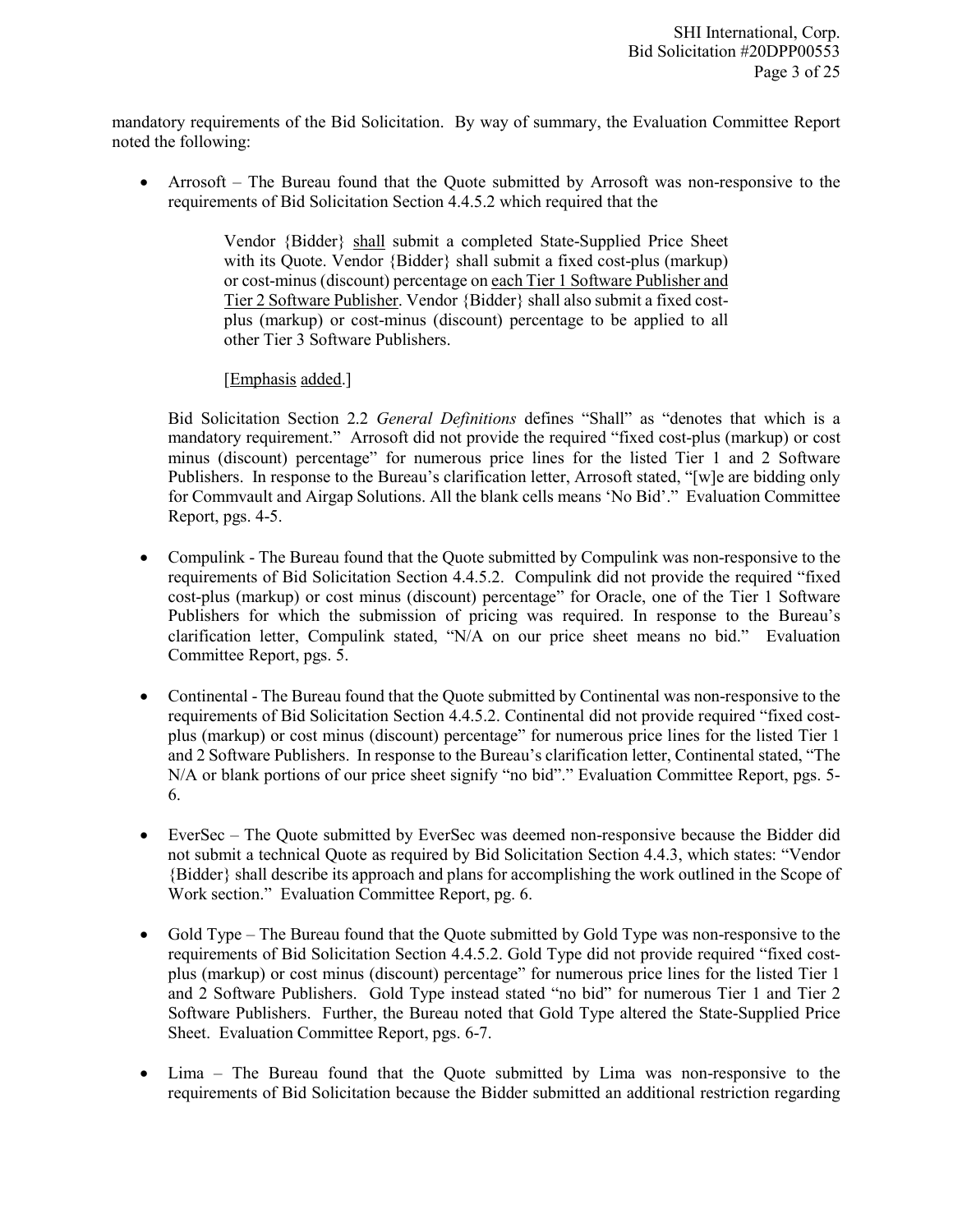mandatory requirements of the Bid Solicitation. By way of summary, the Evaluation Committee Report noted the following:

- Arrosoft – The Bureau found that the Quote submitted by Arrosoft was non-responsive to the requirements of Bid Solicitation Section 4.4.5.2 which required that the

  > Vendor {Bidder} shall submit a completed State-Supplied Price Sheet with its Quote. Vendor {Bidder} shall submit a fixed cost-plus (markup) or cost-minus (discount) percentage on each Tier 1 Software Publisher and Tier 2 Software Publisher. Vendor {Bidder} shall also submit a fixed cost-plus (markup) or cost-minus (discount) percentage to be applied to all other Tier 3 Software Publishers.
  >
  > [Emphasis added.]

  Bid Solicitation Section 2.2 *General Definitions* defines "Shall" as "denotes that which is a mandatory requirement." Arrosoft did not provide the required "fixed cost-plus (markup) or cost minus (discount) percentage" for numerous price lines for the listed Tier 1 and 2 Software Publishers. In response to the Bureau's clarification letter, Arrosoft stated, "[w]e are bidding only for Commvault and Airgap Solutions. All the blank cells means 'No Bid'." Evaluation Committee Report, pgs. 4-5.

- Compulink - The Bureau found that the Quote submitted by Compulink was non-responsive to the requirements of Bid Solicitation Section 4.4.5.2. Compulink did not provide the required "fixed cost-plus (markup) or cost minus (discount) percentage" for Oracle, one of the Tier 1 Software Publishers for which the submission of pricing was required. In response to the Bureau's clarification letter, Compulink stated, "N/A on our price sheet means no bid." Evaluation Committee Report, pgs. 5.

- Continental - The Bureau found that the Quote submitted by Continental was non-responsive to the requirements of Bid Solicitation Section 4.4.5.2. Continental did not provide required "fixed cost-plus (markup) or cost minus (discount) percentage" for numerous price lines for the listed Tier 1 and 2 Software Publishers. In response to the Bureau's clarification letter, Continental stated, "The N/A or blank portions of our price sheet signify "no bid"." Evaluation Committee Report, pgs. 5-6.

- EverSec – The Quote submitted by EverSec was deemed non-responsive because the Bidder did not submit a technical Quote as required by Bid Solicitation Section 4.4.3, which states: "Vendor {Bidder} shall describe its approach and plans for accomplishing the work outlined in the Scope of Work section." Evaluation Committee Report, pg. 6.

- Gold Type – The Bureau found that the Quote submitted by Gold Type was non-responsive to the requirements of Bid Solicitation Section 4.4.5.2. Gold Type did not provide required "fixed cost-plus (markup) or cost minus (discount) percentage" for numerous price lines for the listed Tier 1 and 2 Software Publishers. Gold Type instead stated "no bid" for numerous Tier 1 and Tier 2 Software Publishers. Further, the Bureau noted that Gold Type altered the State-Supplied Price Sheet. Evaluation Committee Report, pgs. 6-7.

- Lima – The Bureau found that the Quote submitted by Lima was non-responsive to the requirements of Bid Solicitation because the Bidder submitted an additional restriction regarding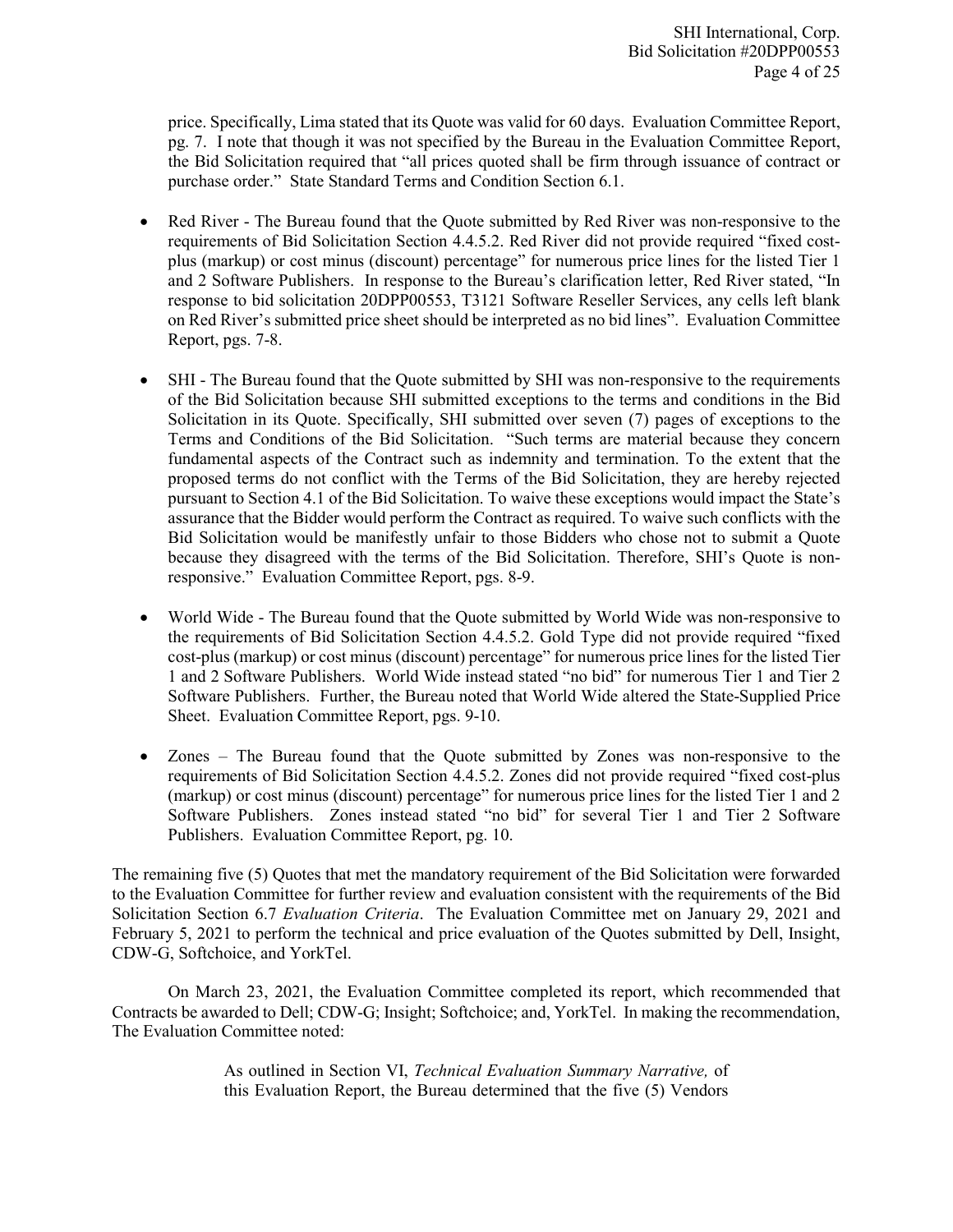price. Specifically, Lima stated that its Quote was valid for 60 days. Evaluation Committee Report, pg. 7. I note that though it was not specified by the Bureau in the Evaluation Committee Report, the Bid Solicitation required that "all prices quoted shall be firm through issuance of contract or purchase order." State Standard Terms and Condition Section 6.1.

- Red River - The Bureau found that the Quote submitted by Red River was non-responsive to the requirements of Bid Solicitation Section 4.4.5.2. Red River did not provide required "fixed cost-plus (markup) or cost minus (discount) percentage" for numerous price lines for the listed Tier 1 and 2 Software Publishers. In response to the Bureau's clarification letter, Red River stated, "In response to bid solicitation 20DPP00553, T3121 Software Reseller Services, any cells left blank on Red River's submitted price sheet should be interpreted as no bid lines". Evaluation Committee Report, pgs. 7-8.

- SHI - The Bureau found that the Quote submitted by SHI was non-responsive to the requirements of the Bid Solicitation because SHI submitted exceptions to the terms and conditions in the Bid Solicitation in its Quote. Specifically, SHI submitted over seven (7) pages of exceptions to the Terms and Conditions of the Bid Solicitation. "Such terms are material because they concern fundamental aspects of the Contract such as indemnity and termination. To the extent that the proposed terms do not conflict with the Terms of the Bid Solicitation, they are hereby rejected pursuant to Section 4.1 of the Bid Solicitation. To waive these exceptions would impact the State's assurance that the Bidder would perform the Contract as required. To waive such conflicts with the Bid Solicitation would be manifestly unfair to those Bidders who chose not to submit a Quote because they disagreed with the terms of the Bid Solicitation. Therefore, SHI's Quote is non-responsive." Evaluation Committee Report, pgs. 8-9.

- World Wide - The Bureau found that the Quote submitted by World Wide was non-responsive to the requirements of Bid Solicitation Section 4.4.5.2. Gold Type did not provide required "fixed cost-plus (markup) or cost minus (discount) percentage" for numerous price lines for the listed Tier 1 and 2 Software Publishers. World Wide instead stated "no bid" for numerous Tier 1 and Tier 2 Software Publishers. Further, the Bureau noted that World Wide altered the State-Supplied Price Sheet. Evaluation Committee Report, pgs. 9-10.

- Zones – The Bureau found that the Quote submitted by Zones was non-responsive to the requirements of Bid Solicitation Section 4.4.5.2. Zones did not provide required "fixed cost-plus (markup) or cost minus (discount) percentage" for numerous price lines for the listed Tier 1 and 2 Software Publishers. Zones instead stated "no bid" for several Tier 1 and Tier 2 Software Publishers. Evaluation Committee Report, pg. 10.

The remaining five (5) Quotes that met the mandatory requirement of the Bid Solicitation were forwarded to the Evaluation Committee for further review and evaluation consistent with the requirements of the Bid Solicitation Section 6.7 *Evaluation Criteria*. The Evaluation Committee met on January 29, 2021 and February 5, 2021 to perform the technical and price evaluation of the Quotes submitted by Dell, Insight, CDW-G, Softchoice, and YorkTel.

On March 23, 2021, the Evaluation Committee completed its report, which recommended that Contracts be awarded to Dell; CDW-G; Insight; Softchoice; and, YorkTel. In making the recommendation, The Evaluation Committee noted:

> As outlined in Section VI, *Technical Evaluation Summary Narrative,* of this Evaluation Report, the Bureau determined that the five (5) Vendors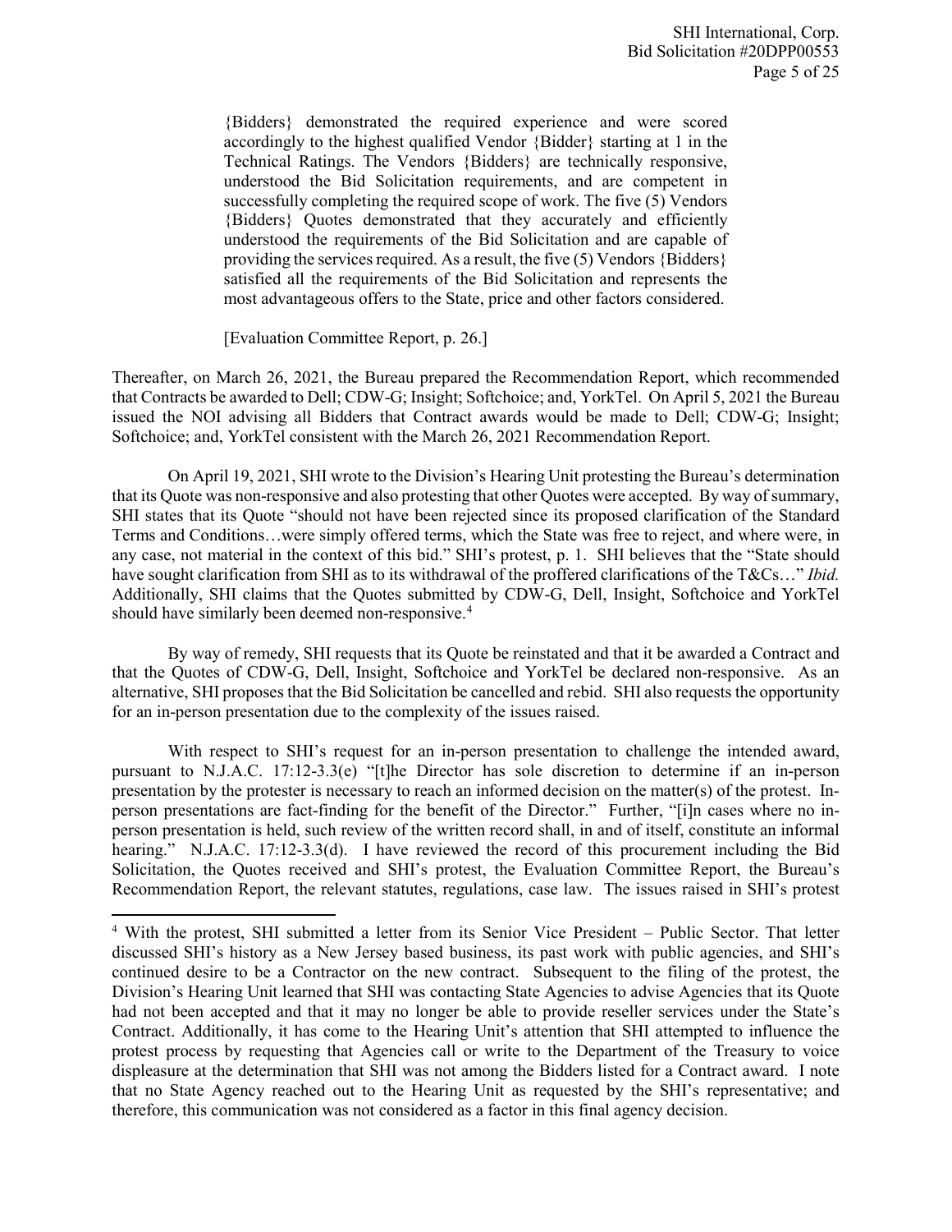> {Bidders} demonstrated the required experience and were scored accordingly to the highest qualified Vendor {Bidder} starting at 1 in the Technical Ratings. The Vendors {Bidders} are technically responsive, understood the Bid Solicitation requirements, and are competent in successfully completing the required scope of work. The five (5) Vendors {Bidders} Quotes demonstrated that they accurately and efficiently understood the requirements of the Bid Solicitation and are capable of providing the services required. As a result, the five (5) Vendors {Bidders} satisfied all the requirements of the Bid Solicitation and represents the most advantageous offers to the State, price and other factors considered.
>
> [Evaluation Committee Report, p. 26.]

Thereafter, on March 26, 2021, the Bureau prepared the Recommendation Report, which recommended that Contracts be awarded to Dell; CDW-G; Insight; Softchoice; and, YorkTel. On April 5, 2021 the Bureau issued the NOI advising all Bidders that Contract awards would be made to Dell; CDW-G; Insight; Softchoice; and, YorkTel consistent with the March 26, 2021 Recommendation Report.

On April 19, 2021, SHI wrote to the Division's Hearing Unit protesting the Bureau's determination that its Quote was non-responsive and also protesting that other Quotes were accepted. By way of summary, SHI states that its Quote "should not have been rejected since its proposed clarification of the Standard Terms and Conditions…were simply offered terms, which the State was free to reject, and where were, in any case, not material in the context of this bid." SHI's protest, p. 1. SHI believes that the "State should have sought clarification from SHI as to its withdrawal of the proffered clarifications of the T&Cs…" *Ibid.* Additionally, SHI claims that the Quotes submitted by CDW-G, Dell, Insight, Softchoice and YorkTel should have similarly been deemed non-responsive.[4]

By way of remedy, SHI requests that its Quote be reinstated and that it be awarded a Contract and that the Quotes of CDW-G, Dell, Insight, Softchoice and YorkTel be declared non-responsive. As an alternative, SHI proposes that the Bid Solicitation be cancelled and rebid. SHI also requests the opportunity for an in-person presentation due to the complexity of the issues raised.

With respect to SHI's request for an in-person presentation to challenge the intended award, pursuant to N.J.A.C. 17:12-3.3(e) "[t]he Director has sole discretion to determine if an in-person presentation by the protester is necessary to reach an informed decision on the matter(s) of the protest. In-person presentations are fact-finding for the benefit of the Director." Further, "[i]n cases where no in-person presentation is held, such review of the written record shall, in and of itself, constitute an informal hearing." N.J.A.C. 17:12-3.3(d). I have reviewed the record of this procurement including the Bid Solicitation, the Quotes received and SHI's protest, the Evaluation Committee Report, the Bureau's Recommendation Report, the relevant statutes, regulations, case law. The issues raised in SHI's protest

---

[4] With the protest, SHI submitted a letter from its Senior Vice President – Public Sector. That letter discussed SHI's history as a New Jersey based business, its past work with public agencies, and SHI's continued desire to be a Contractor on the new contract. Subsequent to the filing of the protest, the Division's Hearing Unit learned that SHI was contacting State Agencies to advise Agencies that its Quote had not been accepted and that it may no longer be able to provide reseller services under the State's Contract. Additionally, it has come to the Hearing Unit's attention that SHI attempted to influence the protest process by requesting that Agencies call or write to the Department of the Treasury to voice displeasure at the determination that SHI was not among the Bidders listed for a Contract award. I note that no State Agency reached out to the Hearing Unit as requested by the SHI's representative; and therefore, this communication was not considered as a factor in this final agency decision.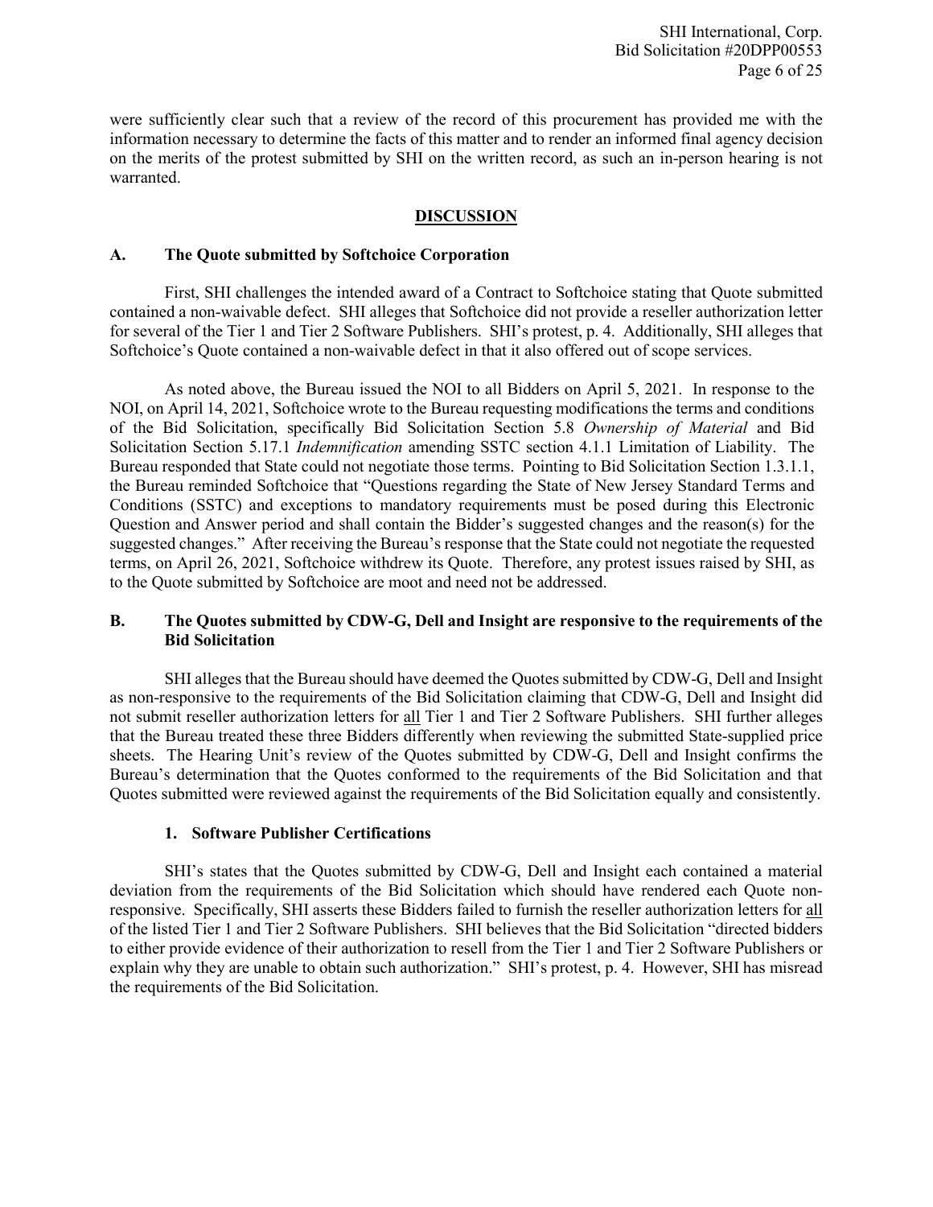were sufficiently clear such that a review of the record of this procurement has provided me with the information necessary to determine the facts of this matter and to render an informed final agency decision on the merits of the protest submitted by SHI on the written record, as such an in-person hearing is not warranted.

## DISCUSSION

### A. The Quote submitted by Softchoice Corporation

First, SHI challenges the intended award of a Contract to Softchoice stating that Quote submitted contained a non-waivable defect. SHI alleges that Softchoice did not provide a reseller authorization letter for several of the Tier 1 and Tier 2 Software Publishers. SHI's protest, p. 4. Additionally, SHI alleges that Softchoice's Quote contained a non-waivable defect in that it also offered out of scope services.

As noted above, the Bureau issued the NOI to all Bidders on April 5, 2021. In response to the NOI, on April 14, 2021, Softchoice wrote to the Bureau requesting modifications the terms and conditions of the Bid Solicitation, specifically Bid Solicitation Section 5.8 *Ownership of Material* and Bid Solicitation Section 5.17.1 *Indemnification* amending SSTC section 4.1.1 Limitation of Liability. The Bureau responded that State could not negotiate those terms. Pointing to Bid Solicitation Section 1.3.1.1, the Bureau reminded Softchoice that "Questions regarding the State of New Jersey Standard Terms and Conditions (SSTC) and exceptions to mandatory requirements must be posed during this Electronic Question and Answer period and shall contain the Bidder's suggested changes and the reason(s) for the suggested changes." After receiving the Bureau's response that the State could not negotiate the requested terms, on April 26, 2021, Softchoice withdrew its Quote. Therefore, any protest issues raised by SHI, as to the Quote submitted by Softchoice are moot and need not be addressed.

### B. The Quotes submitted by CDW-G, Dell and Insight are responsive to the requirements of the Bid Solicitation

SHI alleges that the Bureau should have deemed the Quotes submitted by CDW-G, Dell and Insight as non-responsive to the requirements of the Bid Solicitation claiming that CDW-G, Dell and Insight did not submit reseller authorization letters for <u>all</u> Tier 1 and Tier 2 Software Publishers. SHI further alleges that the Bureau treated these three Bidders differently when reviewing the submitted State-supplied price sheets. The Hearing Unit's review of the Quotes submitted by CDW-G, Dell and Insight confirms the Bureau's determination that the Quotes conformed to the requirements of the Bid Solicitation and that Quotes submitted were reviewed against the requirements of the Bid Solicitation equally and consistently.

#### 1. Software Publisher Certifications

SHI's states that the Quotes submitted by CDW-G, Dell and Insight each contained a material deviation from the requirements of the Bid Solicitation which should have rendered each Quote non-responsive. Specifically, SHI asserts these Bidders failed to furnish the reseller authorization letters for <u>all</u> of the listed Tier 1 and Tier 2 Software Publishers. SHI believes that the Bid Solicitation "directed bidders to either provide evidence of their authorization to resell from the Tier 1 and Tier 2 Software Publishers or explain why they are unable to obtain such authorization." SHI's protest, p. 4. However, SHI has misread the requirements of the Bid Solicitation.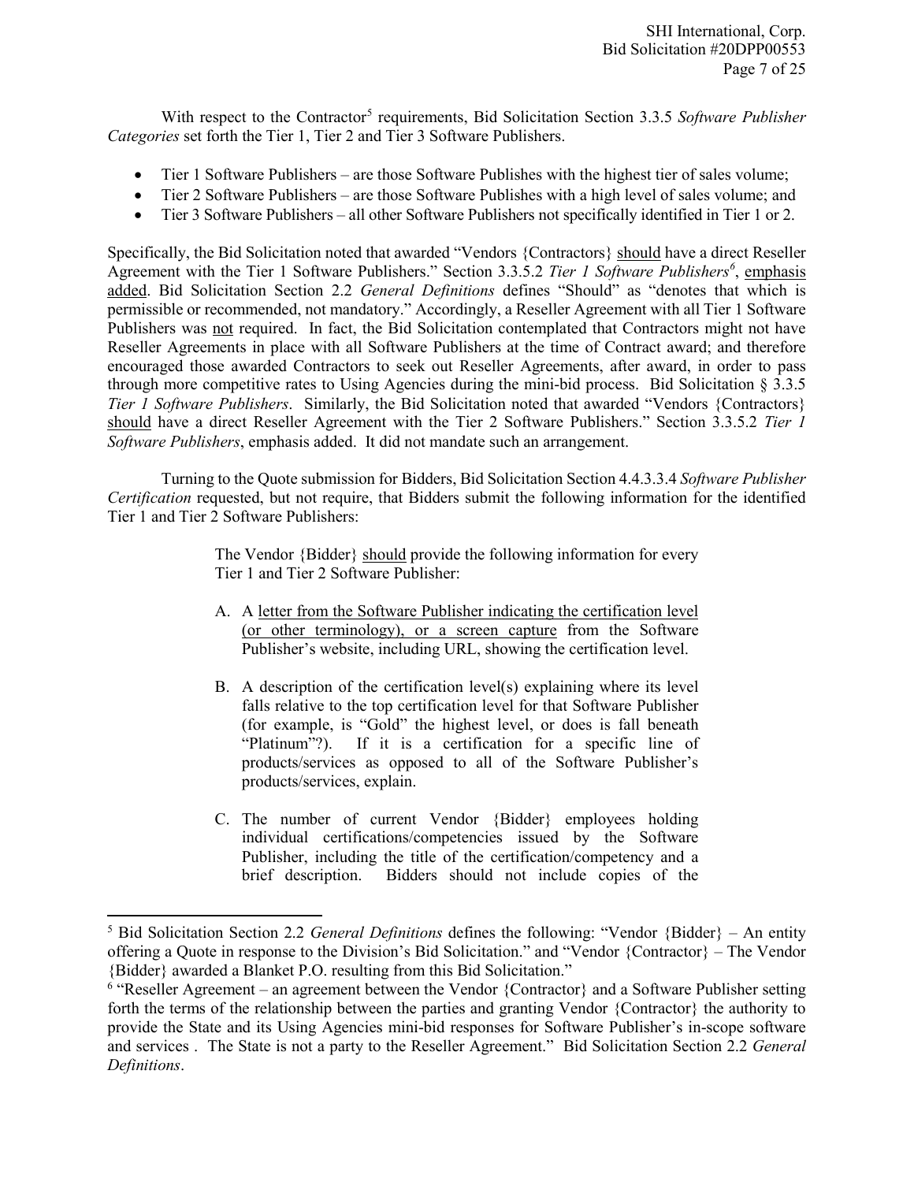With respect to the Contractor[5] requirements, Bid Solicitation Section 3.3.5 *Software Publisher Categories* set forth the Tier 1, Tier 2 and Tier 3 Software Publishers.

- Tier 1 Software Publishers – are those Software Publishes with the highest tier of sales volume;
- Tier 2 Software Publishers – are those Software Publishes with a high level of sales volume; and
- Tier 3 Software Publishers – all other Software Publishers not specifically identified in Tier 1 or 2.

Specifically, the Bid Solicitation noted that awarded "Vendors {Contractors} should have a direct Reseller Agreement with the Tier 1 Software Publishers." Section 3.3.5.2 *Tier 1 Software Publishers*[6], emphasis added. Bid Solicitation Section 2.2 *General Definitions* defines "Should" as "denotes that which is permissible or recommended, not mandatory." Accordingly, a Reseller Agreement with all Tier 1 Software Publishers was not required. In fact, the Bid Solicitation contemplated that Contractors might not have Reseller Agreements in place with all Software Publishers at the time of Contract award; and therefore encouraged those awarded Contractors to seek out Reseller Agreements, after award, in order to pass through more competitive rates to Using Agencies during the mini-bid process. Bid Solicitation § 3.3.5 *Tier 1 Software Publishers*. Similarly, the Bid Solicitation noted that awarded "Vendors {Contractors} should have a direct Reseller Agreement with the Tier 2 Software Publishers." Section 3.3.5.2 *Tier 1 Software Publishers*, emphasis added. It did not mandate such an arrangement.

Turning to the Quote submission for Bidders, Bid Solicitation Section 4.4.3.3.4 *Software Publisher Certification* requested, but not require, that Bidders submit the following information for the identified Tier 1 and Tier 2 Software Publishers:

> The Vendor {Bidder} should provide the following information for every Tier 1 and Tier 2 Software Publisher:
>
> A. A letter from the Software Publisher indicating the certification level (or other terminology), or a screen capture from the Software Publisher's website, including URL, showing the certification level.
>
> B. A description of the certification level(s) explaining where its level falls relative to the top certification level for that Software Publisher (for example, is "Gold" the highest level, or does is fall beneath "Platinum"?). If it is a certification for a specific line of products/services as opposed to all of the Software Publisher's products/services, explain.
>
> C. The number of current Vendor {Bidder} employees holding individual certifications/competencies issued by the Software Publisher, including the title of the certification/competency and a brief description. Bidders should not include copies of the

---

[5] Bid Solicitation Section 2.2 *General Definitions* defines the following: "Vendor {Bidder} – An entity offering a Quote in response to the Division's Bid Solicitation." and "Vendor {Contractor} – The Vendor {Bidder} awarded a Blanket P.O. resulting from this Bid Solicitation."

[6] "Reseller Agreement – an agreement between the Vendor {Contractor} and a Software Publisher setting forth the terms of the relationship between the parties and granting Vendor {Contractor} the authority to provide the State and its Using Agencies mini-bid responses for Software Publisher's in-scope software and services . The State is not a party to the Reseller Agreement." Bid Solicitation Section 2.2 *General Definitions*.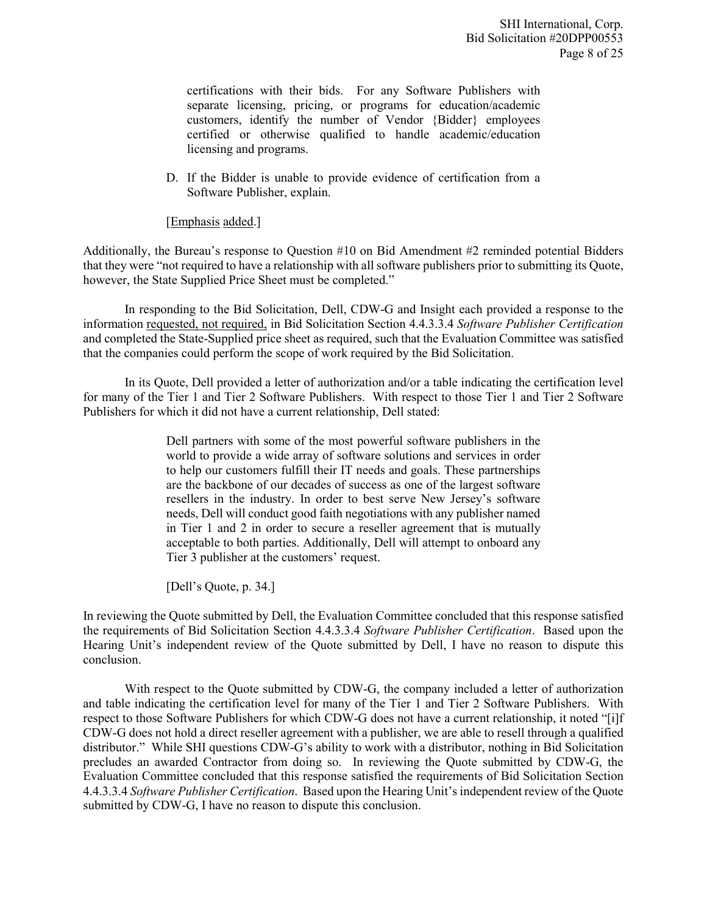certifications with their bids. For any Software Publishers with separate licensing, pricing, or programs for education/academic customers, identify the number of Vendor {Bidder} employees certified or otherwise qualified to handle academic/education licensing and programs.

D. If the Bidder is unable to provide evidence of certification from a Software Publisher, explain.

[Emphasis added.]

Additionally, the Bureau's response to Question #10 on Bid Amendment #2 reminded potential Bidders that they were "not required to have a relationship with all software publishers prior to submitting its Quote, however, the State Supplied Price Sheet must be completed."

In responding to the Bid Solicitation, Dell, CDW-G and Insight each provided a response to the information requested, not required, in Bid Solicitation Section 4.4.3.3.4 *Software Publisher Certification* and completed the State-Supplied price sheet as required, such that the Evaluation Committee was satisfied that the companies could perform the scope of work required by the Bid Solicitation.

In its Quote, Dell provided a letter of authorization and/or a table indicating the certification level for many of the Tier 1 and Tier 2 Software Publishers. With respect to those Tier 1 and Tier 2 Software Publishers for which it did not have a current relationship, Dell stated:

> Dell partners with some of the most powerful software publishers in the world to provide a wide array of software solutions and services in order to help our customers fulfill their IT needs and goals. These partnerships are the backbone of our decades of success as one of the largest software resellers in the industry. In order to best serve New Jersey's software needs, Dell will conduct good faith negotiations with any publisher named in Tier 1 and 2 in order to secure a reseller agreement that is mutually acceptable to both parties. Additionally, Dell will attempt to onboard any Tier 3 publisher at the customers' request.
>
> [Dell's Quote, p. 34.]

In reviewing the Quote submitted by Dell, the Evaluation Committee concluded that this response satisfied the requirements of Bid Solicitation Section 4.4.3.3.4 *Software Publisher Certification*. Based upon the Hearing Unit's independent review of the Quote submitted by Dell, I have no reason to dispute this conclusion.

With respect to the Quote submitted by CDW-G, the company included a letter of authorization and table indicating the certification level for many of the Tier 1 and Tier 2 Software Publishers. With respect to those Software Publishers for which CDW-G does not have a current relationship, it noted "[i]f CDW-G does not hold a direct reseller agreement with a publisher, we are able to resell through a qualified distributor." While SHI questions CDW-G's ability to work with a distributor, nothing in Bid Solicitation precludes an awarded Contractor from doing so. In reviewing the Quote submitted by CDW-G, the Evaluation Committee concluded that this response satisfied the requirements of Bid Solicitation Section 4.4.3.3.4 *Software Publisher Certification*. Based upon the Hearing Unit's independent review of the Quote submitted by CDW-G, I have no reason to dispute this conclusion.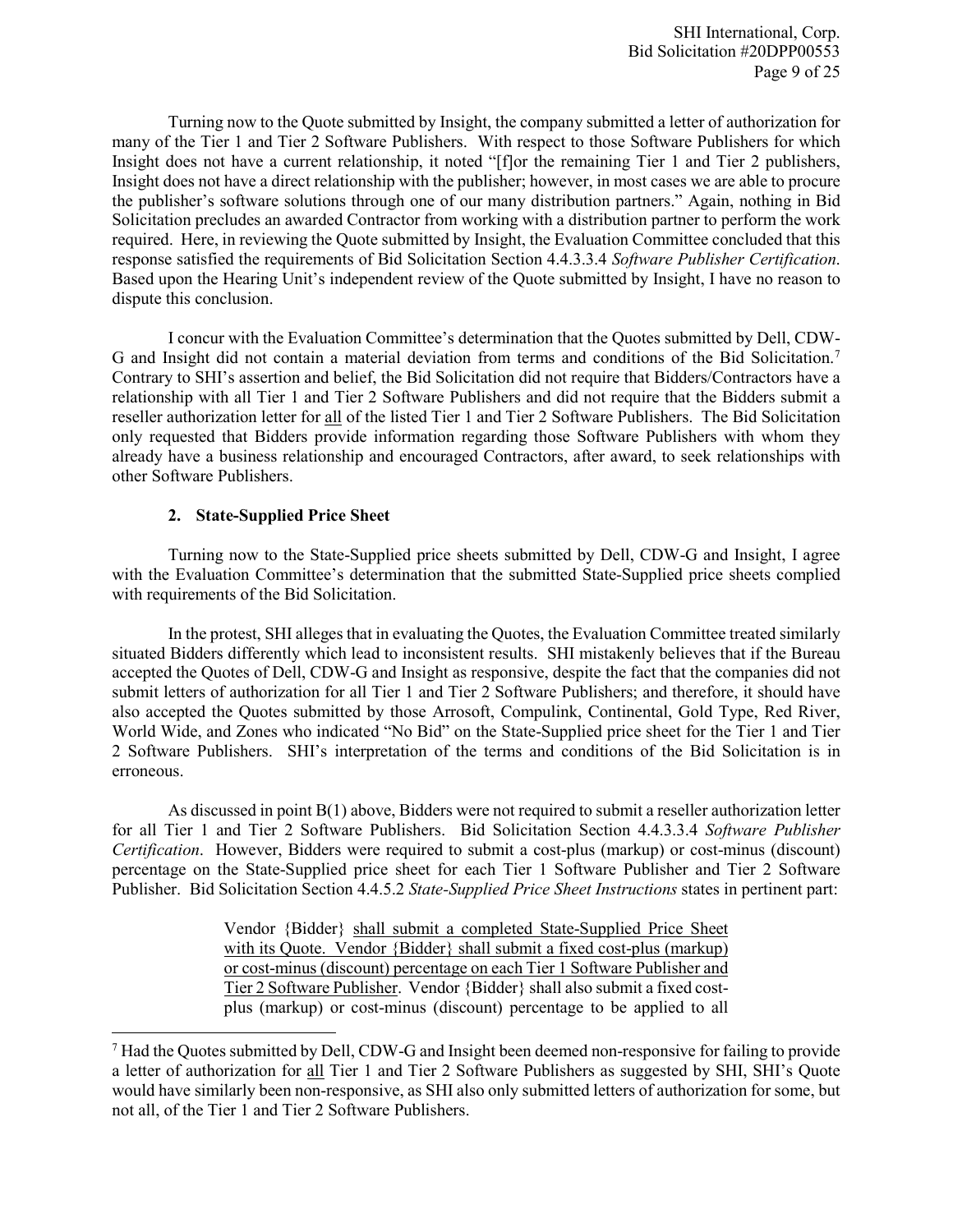Turning now to the Quote submitted by Insight, the company submitted a letter of authorization for many of the Tier 1 and Tier 2 Software Publishers. With respect to those Software Publishers for which Insight does not have a current relationship, it noted "[f]or the remaining Tier 1 and Tier 2 publishers, Insight does not have a direct relationship with the publisher; however, in most cases we are able to procure the publisher's software solutions through one of our many distribution partners." Again, nothing in Bid Solicitation precludes an awarded Contractor from working with a distribution partner to perform the work required. Here, in reviewing the Quote submitted by Insight, the Evaluation Committee concluded that this response satisfied the requirements of Bid Solicitation Section 4.4.3.3.4 *Software Publisher Certification*. Based upon the Hearing Unit's independent review of the Quote submitted by Insight, I have no reason to dispute this conclusion.

I concur with the Evaluation Committee's determination that the Quotes submitted by Dell, CDW-G and Insight did not contain a material deviation from terms and conditions of the Bid Solicitation.[7] Contrary to SHI's assertion and belief, the Bid Solicitation did not require that Bidders/Contractors have a relationship with all Tier 1 and Tier 2 Software Publishers and did not require that the Bidders submit a reseller authorization letter for <u>all</u> of the listed Tier 1 and Tier 2 Software Publishers. The Bid Solicitation only requested that Bidders provide information regarding those Software Publishers with whom they already have a business relationship and encouraged Contractors, after award, to seek relationships with other Software Publishers.

### 2. State-Supplied Price Sheet

Turning now to the State-Supplied price sheets submitted by Dell, CDW-G and Insight, I agree with the Evaluation Committee's determination that the submitted State-Supplied price sheets complied with requirements of the Bid Solicitation.

In the protest, SHI alleges that in evaluating the Quotes, the Evaluation Committee treated similarly situated Bidders differently which lead to inconsistent results. SHI mistakenly believes that if the Bureau accepted the Quotes of Dell, CDW-G and Insight as responsive, despite the fact that the companies did not submit letters of authorization for all Tier 1 and Tier 2 Software Publishers; and therefore, it should have also accepted the Quotes submitted by those Arrosoft, Compulink, Continental, Gold Type, Red River, World Wide, and Zones who indicated "No Bid" on the State-Supplied price sheet for the Tier 1 and Tier 2 Software Publishers. SHI's interpretation of the terms and conditions of the Bid Solicitation is in erroneous.

As discussed in point B(1) above, Bidders were not required to submit a reseller authorization letter for all Tier 1 and Tier 2 Software Publishers. Bid Solicitation Section 4.4.3.3.4 *Software Publisher Certification*. However, Bidders were required to submit a cost-plus (markup) or cost-minus (discount) percentage on the State-Supplied price sheet for each Tier 1 Software Publisher and Tier 2 Software Publisher. Bid Solicitation Section 4.4.5.2 *State-Supplied Price Sheet Instructions* states in pertinent part:

> Vendor {Bidder} <u>shall submit a completed State-Supplied Price Sheet with its Quote. Vendor {Bidder} shall submit a fixed cost-plus (markup) or cost-minus (discount) percentage on each Tier 1 Software Publisher and Tier 2 Software Publisher</u>. Vendor {Bidder} shall also submit a fixed cost-plus (markup) or cost-minus (discount) percentage to be applied to all

---

[7] Had the Quotes submitted by Dell, CDW-G and Insight been deemed non-responsive for failing to provide a letter of authorization for <u>all</u> Tier 1 and Tier 2 Software Publishers as suggested by SHI, SHI's Quote would have similarly been non-responsive, as SHI also only submitted letters of authorization for some, but not all, of the Tier 1 and Tier 2 Software Publishers.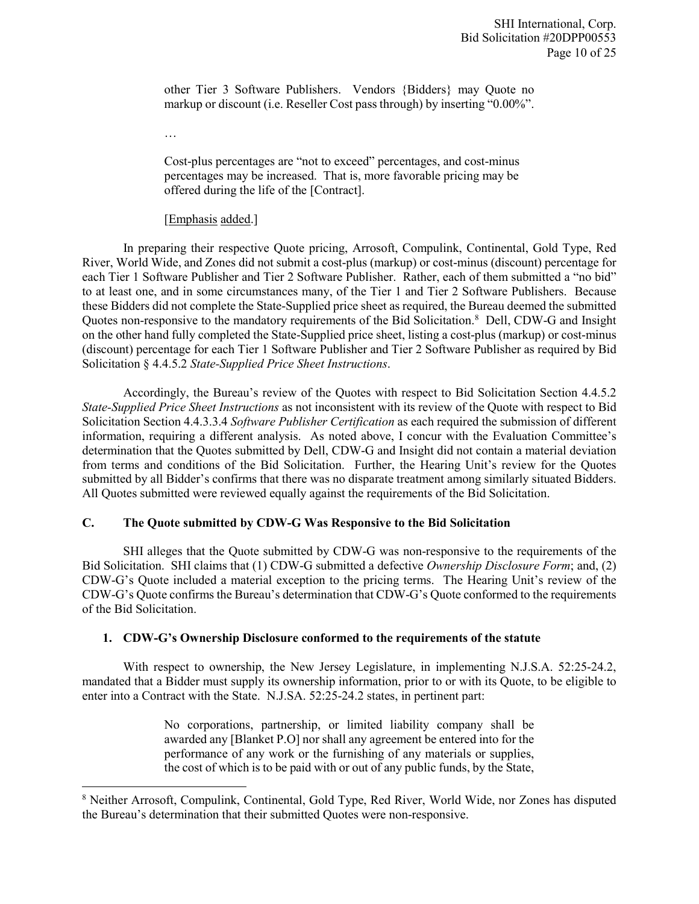other Tier 3 Software Publishers. Vendors {Bidders} may Quote no markup or discount (i.e. Reseller Cost pass through) by inserting "0.00%".

…

Cost-plus percentages are "not to exceed" percentages, and cost-minus percentages may be increased. That is, more favorable pricing may be offered during the life of the [Contract].

[Emphasis added.]

In preparing their respective Quote pricing, Arrosoft, Compulink, Continental, Gold Type, Red River, World Wide, and Zones did not submit a cost-plus (markup) or cost-minus (discount) percentage for each Tier 1 Software Publisher and Tier 2 Software Publisher. Rather, each of them submitted a "no bid" to at least one, and in some circumstances many, of the Tier 1 and Tier 2 Software Publishers. Because these Bidders did not complete the State-Supplied price sheet as required, the Bureau deemed the submitted Quotes non-responsive to the mandatory requirements of the Bid Solicitation.[8] Dell, CDW-G and Insight on the other hand fully completed the State-Supplied price sheet, listing a cost-plus (markup) or cost-minus (discount) percentage for each Tier 1 Software Publisher and Tier 2 Software Publisher as required by Bid Solicitation § 4.4.5.2 *State-Supplied Price Sheet Instructions*.

Accordingly, the Bureau's review of the Quotes with respect to Bid Solicitation Section 4.4.5.2 *State-Supplied Price Sheet Instructions* as not inconsistent with its review of the Quote with respect to Bid Solicitation Section 4.4.3.3.4 *Software Publisher Certification* as each required the submission of different information, requiring a different analysis. As noted above, I concur with the Evaluation Committee's determination that the Quotes submitted by Dell, CDW-G and Insight did not contain a material deviation from terms and conditions of the Bid Solicitation. Further, the Hearing Unit's review for the Quotes submitted by all Bidder's confirms that there was no disparate treatment among similarly situated Bidders. All Quotes submitted were reviewed equally against the requirements of the Bid Solicitation.

### C. The Quote submitted by CDW-G Was Responsive to the Bid Solicitation

SHI alleges that the Quote submitted by CDW-G was non-responsive to the requirements of the Bid Solicitation. SHI claims that (1) CDW-G submitted a defective *Ownership Disclosure Form*; and, (2) CDW-G's Quote included a material exception to the pricing terms. The Hearing Unit's review of the CDW-G's Quote confirms the Bureau's determination that CDW-G's Quote conformed to the requirements of the Bid Solicitation.

#### 1. CDW-G's Ownership Disclosure conformed to the requirements of the statute

With respect to ownership, the New Jersey Legislature, in implementing N.J.S.A. 52:25-24.2, mandated that a Bidder must supply its ownership information, prior to or with its Quote, to be eligible to enter into a Contract with the State. N.J.SA. 52:25-24.2 states, in pertinent part:

No corporations, partnership, or limited liability company shall be awarded any [Blanket P.O] nor shall any agreement be entered into for the performance of any work or the furnishing of any materials or supplies, the cost of which is to be paid with or out of any public funds, by the State,

---

[8] Neither Arrosoft, Compulink, Continental, Gold Type, Red River, World Wide, nor Zones has disputed the Bureau's determination that their submitted Quotes were non-responsive.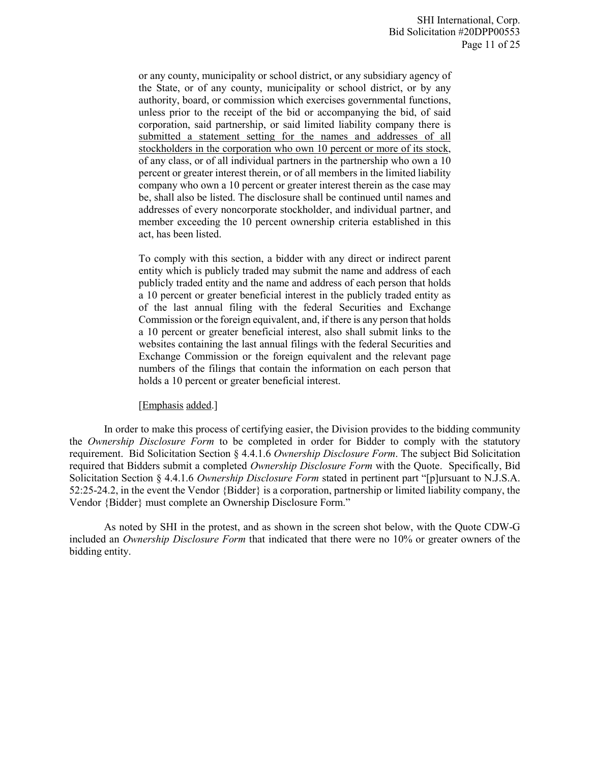> or any county, municipality or school district, or any subsidiary agency of the State, or of any county, municipality or school district, or by any authority, board, or commission which exercises governmental functions, unless prior to the receipt of the bid or accompanying the bid, of said corporation, said partnership, or said limited liability company there is <u>submitted a statement setting for the names and addresses of all stockholders in the corporation who own 10 percent or more of its stock</u>, of any class, or of all individual partners in the partnership who own a 10 percent or greater interest therein, or of all members in the limited liability company who own a 10 percent or greater interest therein as the case may be, shall also be listed. The disclosure shall be continued until names and addresses of every noncorporate stockholder, and individual partner, and member exceeding the 10 percent ownership criteria established in this act, has been listed.
>
> To comply with this section, a bidder with any direct or indirect parent entity which is publicly traded may submit the name and address of each publicly traded entity and the name and address of each person that holds a 10 percent or greater beneficial interest in the publicly traded entity as of the last annual filing with the federal Securities and Exchange Commission or the foreign equivalent, and, if there is any person that holds a 10 percent or greater beneficial interest, also shall submit links to the websites containing the last annual filings with the federal Securities and Exchange Commission or the foreign equivalent and the relevant page numbers of the filings that contain the information on each person that holds a 10 percent or greater beneficial interest.
>
> [<u>Emphasis</u> <u>added</u>.]

In order to make this process of certifying easier, the Division provides to the bidding community the *Ownership Disclosure Form* to be completed in order for Bidder to comply with the statutory requirement. Bid Solicitation Section § 4.4.1.6 *Ownership Disclosure Form*. The subject Bid Solicitation required that Bidders submit a completed *Ownership Disclosure Form* with the Quote. Specifically, Bid Solicitation Section § 4.4.1.6 *Ownership Disclosure Form* stated in pertinent part "[p]ursuant to N.J.S.A. 52:25-24.2, in the event the Vendor {Bidder} is a corporation, partnership or limited liability company, the Vendor {Bidder} must complete an Ownership Disclosure Form."

As noted by SHI in the protest, and as shown in the screen shot below, with the Quote CDW-G included an *Ownership Disclosure Form* that indicated that there were no 10% or greater owners of the bidding entity.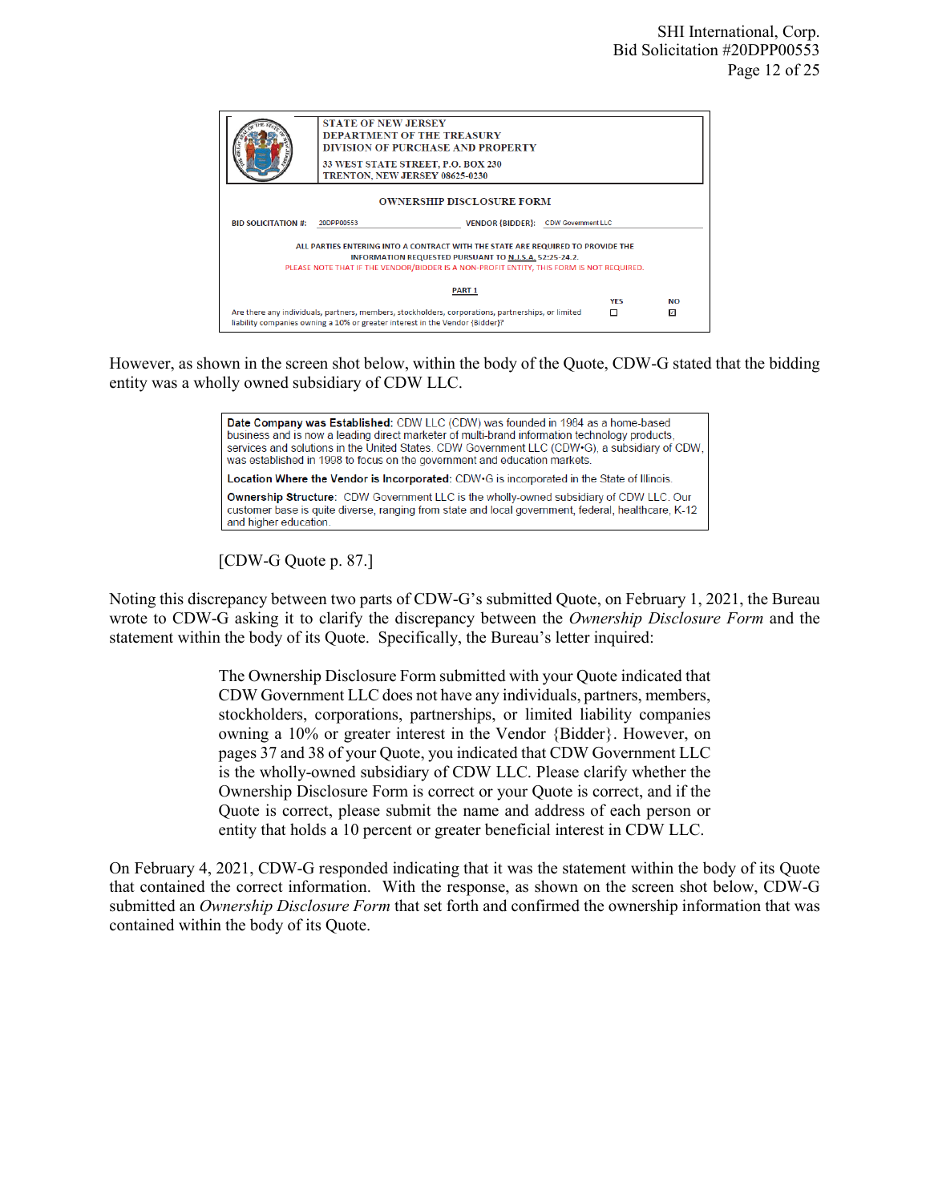STATE OF NEW JERSEY
DEPARTMENT OF THE TREASURY
DIVISION OF PURCHASE AND PROPERTY
33 WEST STATE STREET, P.O. BOX 230
TRENTON, NEW JERSEY 08625-0230

OWNERSHIP DISCLOSURE FORM

BID SOLICITATION #: 20DPP00553 VENDOR {BIDDER}: CDW Government LLC

ALL PARTIES ENTERING INTO A CONTRACT WITH THE STATE ARE REQUIRED TO PROVIDE THE INFORMATION REQUESTED PURSUANT TO N.J.S.A. 52:25-24.2.
PLEASE NOTE THAT IF THE VENDOR/BIDDER IS A NON-PROFIT ENTITY, THIS FORM IS NOT REQUIRED.

PART 1

| | YES | NO |
|---|---|---|
| Are there any individuals, partners, members, stockholders, corporations, partnerships, or limited liability companies owning a 10% or greater interest in the Vendor {Bidder}? | ☐ | ☒ |

However, as shown in the screen shot below, within the body of the Quote, CDW-G stated that the bidding entity was a wholly owned subsidiary of CDW LLC.

**Date Company was Established:** CDW LLC (CDW) was founded in 1984 as a home-based business and is now a leading direct marketer of multi-brand information technology products, services and solutions in the United States. CDW Government LLC (CDW•G), a subsidiary of CDW, was established in 1998 to focus on the government and education markets.

**Location Where the Vendor is Incorporated:** CDW•G is incorporated in the State of Illinois.

**Ownership Structure:** CDW Government LLC is the wholly-owned subsidiary of CDW LLC. Our customer base is quite diverse, ranging from state and local government, federal, healthcare, K-12 and higher education.

[CDW-G Quote p. 87.]

Noting this discrepancy between two parts of CDW-G's submitted Quote, on February 1, 2021, the Bureau wrote to CDW-G asking it to clarify the discrepancy between the *Ownership Disclosure Form* and the statement within the body of its Quote. Specifically, the Bureau's letter inquired:

> The Ownership Disclosure Form submitted with your Quote indicated that CDW Government LLC does not have any individuals, partners, members, stockholders, corporations, partnerships, or limited liability companies owning a 10% or greater interest in the Vendor {Bidder}. However, on pages 37 and 38 of your Quote, you indicated that CDW Government LLC is the wholly-owned subsidiary of CDW LLC. Please clarify whether the Ownership Disclosure Form is correct or your Quote is correct, and if the Quote is correct, please submit the name and address of each person or entity that holds a 10 percent or greater beneficial interest in CDW LLC.

On February 4, 2021, CDW-G responded indicating that it was the statement within the body of its Quote that contained the correct information. With the response, as shown on the screen shot below, CDW-G submitted an *Ownership Disclosure Form* that set forth and confirmed the ownership information that was contained within the body of its Quote.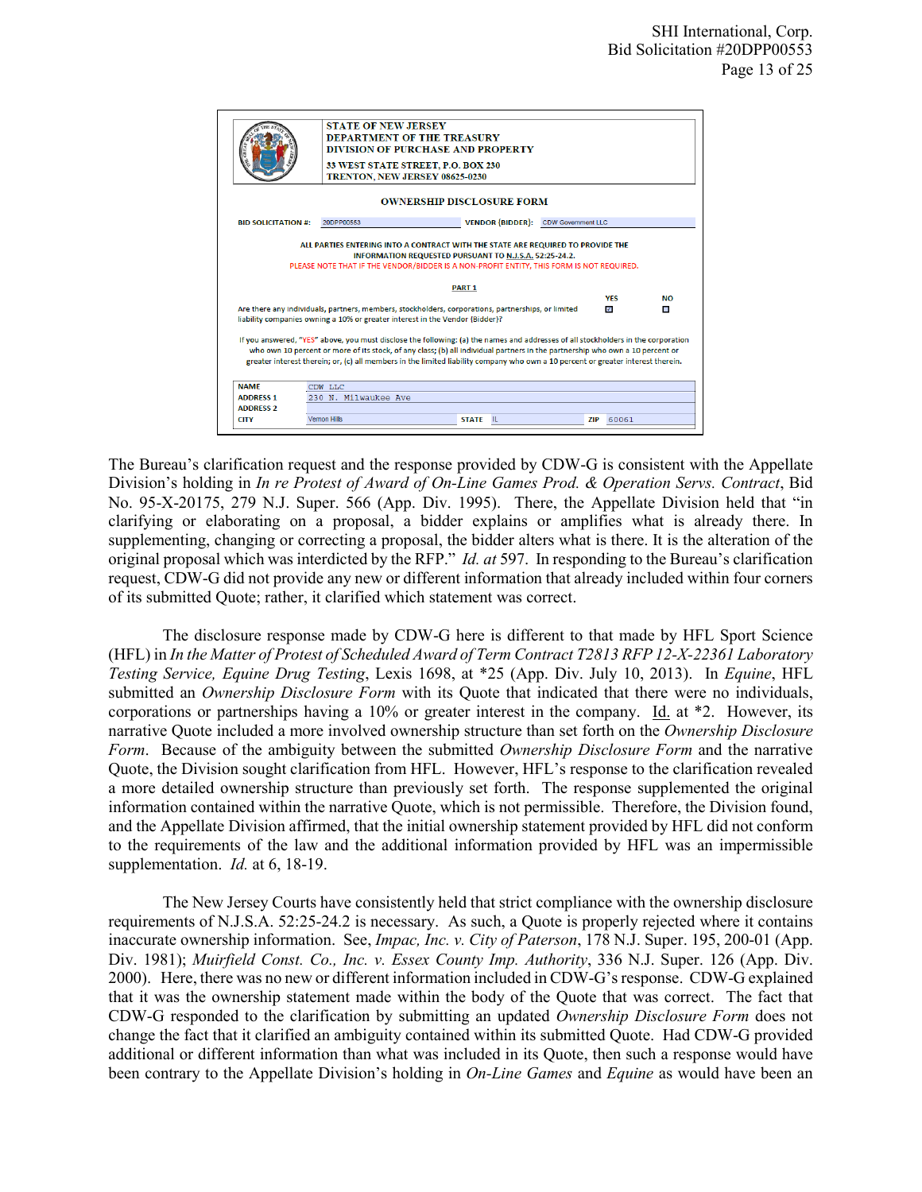STATE OF NEW JERSEY
DEPARTMENT OF THE TREASURY
DIVISION OF PURCHASE AND PROPERTY
33 WEST STATE STREET, P.O. BOX 230
TRENTON, NEW JERSEY 08625-0230

**OWNERSHIP DISCLOSURE FORM**

**BID SOLICITATION #:** 20DPP00553 **VENDOR (BIDDER):** CDW Government LLC

ALL PARTIES ENTERING INTO A CONTRACT WITH THE STATE ARE REQUIRED TO PROVIDE THE INFORMATION REQUESTED PURSUANT TO N.J.S.A. 52:25-24.2.
PLEASE NOTE THAT IF THE VENDOR/BIDDER IS A NON-PROFIT ENTITY, THIS FORM IS NOT REQUIRED.

**PART 1**

| | YES | NO |
|---|---|---|
| Are there any individuals, partners, members, stockholders, corporations, partnerships, or limited liability companies owning a 10% or greater interest in the Vendor (Bidder)? | ☑ | ☐ |

If you answered, "YES" above, you must disclose the following: (a) the names and addresses of all stockholders in the corporation who own 10 percent or more of its stock, of any class; (b) all individual partners in the partnership who own a 10 percent or greater interest therein; or, (c) all members in the limited liability company who own a 10 percent or greater interest therein.

| | | | | | |
|---|---|---|---|---|---|
| NAME | CDW LLC | | | | |
| ADDRESS 1 | 230 N. Milwaukee Ave | | | | |
| ADDRESS 2 | | | | | |
| CITY | Vernon Hills | STATE | IL | ZIP | 60061 |

The Bureau's clarification request and the response provided by CDW-G is consistent with the Appellate Division's holding in *In re Protest of Award of On-Line Games Prod. & Operation Servs. Contract*, Bid No. 95-X-20175, 279 N.J. Super. 566 (App. Div. 1995). There, the Appellate Division held that "in clarifying or elaborating on a proposal, a bidder explains or amplifies what is already there. In supplementing, changing or correcting a proposal, the bidder alters what is there. It is the alteration of the original proposal which was interdicted by the RFP." *Id. at* 597. In responding to the Bureau's clarification request, CDW-G did not provide any new or different information that already included within four corners of its submitted Quote; rather, it clarified which statement was correct.

The disclosure response made by CDW-G here is different to that made by HFL Sport Science (HFL) in *In the Matter of Protest of Scheduled Award of Term Contract T2813 RFP 12-X-22361 Laboratory Testing Service, Equine Drug Testing*, Lexis 1698, at *25 (App. Div. July 10, 2013). In *Equine*, HFL submitted an *Ownership Disclosure Form* with its Quote that indicated that there were no individuals, corporations or partnerships having a 10% or greater interest in the company. Id. at *2. However, its narrative Quote included a more involved ownership structure than set forth on the *Ownership Disclosure Form*. Because of the ambiguity between the submitted *Ownership Disclosure Form* and the narrative Quote, the Division sought clarification from HFL. However, HFL's response to the clarification revealed a more detailed ownership structure than previously set forth. The response supplemented the original information contained within the narrative Quote, which is not permissible. Therefore, the Division found, and the Appellate Division affirmed, that the initial ownership statement provided by HFL did not conform to the requirements of the law and the additional information provided by HFL was an impermissible supplementation. *Id.* at 6, 18-19.

The New Jersey Courts have consistently held that strict compliance with the ownership disclosure requirements of N.J.S.A. 52:25-24.2 is necessary. As such, a Quote is properly rejected where it contains inaccurate ownership information. See, *Impac, Inc. v. City of Paterson*, 178 N.J. Super. 195, 200-01 (App. Div. 1981); *Muirfield Const. Co., Inc. v. Essex County Imp. Authority*, 336 N.J. Super. 126 (App. Div. 2000). Here, there was no new or different information included in CDW-G's response. CDW-G explained that it was the ownership statement made within the body of the Quote that was correct. The fact that CDW-G responded to the clarification by submitting an updated *Ownership Disclosure Form* does not change the fact that it clarified an ambiguity contained within its submitted Quote. Had CDW-G provided additional or different information than what was included in its Quote, then such a response would have been contrary to the Appellate Division's holding in *On-Line Games* and *Equine* as would have been an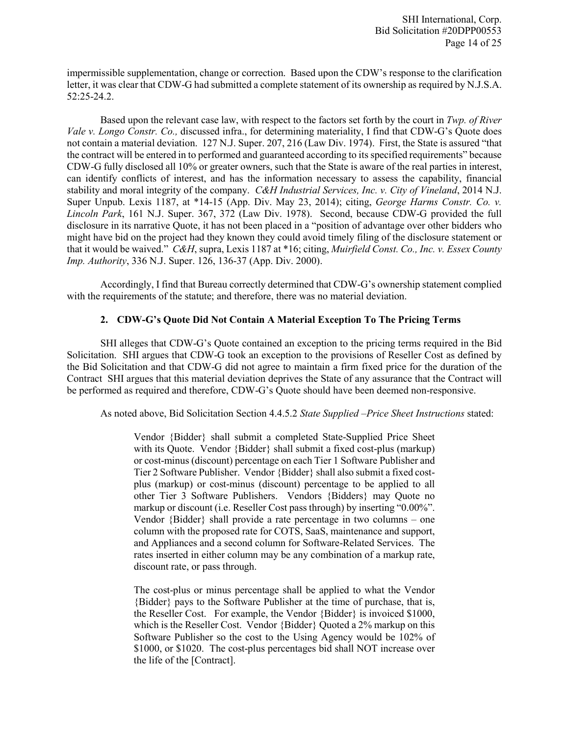impermissible supplementation, change or correction. Based upon the CDW's response to the clarification letter, it was clear that CDW-G had submitted a complete statement of its ownership as required by N.J.S.A. 52:25-24.2.

Based upon the relevant case law, with respect to the factors set forth by the court in *Twp. of River Vale v. Longo Constr. Co.,* discussed infra., for determining materiality, I find that CDW-G's Quote does not contain a material deviation. 127 N.J. Super. 207, 216 (Law Div. 1974). First, the State is assured "that the contract will be entered in to performed and guaranteed according to its specified requirements" because CDW-G fully disclosed all 10% or greater owners, such that the State is aware of the real parties in interest, can identify conflicts of interest, and has the information necessary to assess the capability, financial stability and moral integrity of the company. *C&H Industrial Services, Inc. v. City of Vineland*, 2014 N.J. Super Unpub. Lexis 1187, at *14-15 (App. Div. May 23, 2014); citing, *George Harms Constr. Co. v. Lincoln Park*, 161 N.J. Super. 367, 372 (Law Div. 1978). Second, because CDW-G provided the full disclosure in its narrative Quote, it has not been placed in a "position of advantage over other bidders who might have bid on the project had they known they could avoid timely filing of the disclosure statement or that it would be waived." *C&H*, supra, Lexis 1187 at *16; citing, *Muirfield Const. Co., Inc. v. Essex County Imp. Authority*, 336 N.J. Super. 126, 136-37 (App. Div. 2000).

Accordingly, I find that Bureau correctly determined that CDW-G's ownership statement complied with the requirements of the statute; and therefore, there was no material deviation.

### 2. CDW-G's Quote Did Not Contain A Material Exception To The Pricing Terms

SHI alleges that CDW-G's Quote contained an exception to the pricing terms required in the Bid Solicitation. SHI argues that CDW-G took an exception to the provisions of Reseller Cost as defined by the Bid Solicitation and that CDW-G did not agree to maintain a firm fixed price for the duration of the Contract SHI argues that this material deviation deprives the State of any assurance that the Contract will be performed as required and therefore, CDW-G's Quote should have been deemed non-responsive.

As noted above, Bid Solicitation Section 4.4.5.2 *State Supplied –Price Sheet Instructions* stated:

> Vendor {Bidder} shall submit a completed State-Supplied Price Sheet with its Quote. Vendor {Bidder} shall submit a fixed cost-plus (markup) or cost-minus (discount) percentage on each Tier 1 Software Publisher and Tier 2 Software Publisher. Vendor {Bidder} shall also submit a fixed cost-plus (markup) or cost-minus (discount) percentage to be applied to all other Tier 3 Software Publishers. Vendors {Bidders} may Quote no markup or discount (i.e. Reseller Cost pass through) by inserting "0.00%". Vendor {Bidder} shall provide a rate percentage in two columns – one column with the proposed rate for COTS, SaaS, maintenance and support, and Appliances and a second column for Software-Related Services. The rates inserted in either column may be any combination of a markup rate, discount rate, or pass through.
>
> The cost-plus or minus percentage shall be applied to what the Vendor {Bidder} pays to the Software Publisher at the time of purchase, that is, the Reseller Cost. For example, the Vendor {Bidder} is invoiced \$1000, which is the Reseller Cost. Vendor {Bidder} Quoted a 2% markup on this Software Publisher so the cost to the Using Agency would be 102% of \$1000, or \$1020. The cost-plus percentages bid shall NOT increase over the life of the [Contract].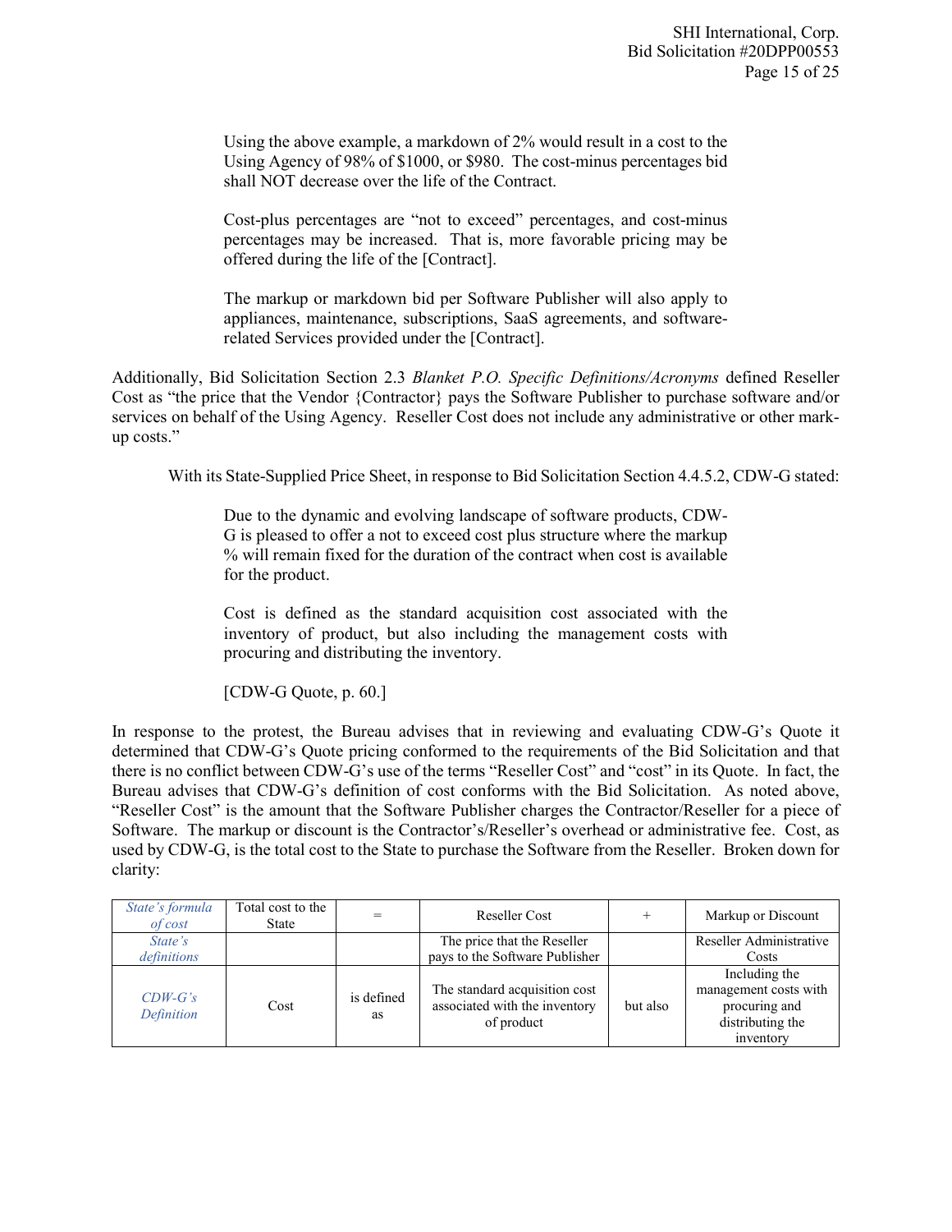> Using the above example, a markdown of 2% would result in a cost to the Using Agency of 98% of $1000, or $980. The cost-minus percentages bid shall NOT decrease over the life of the Contract.
>
> Cost-plus percentages are "not to exceed" percentages, and cost-minus percentages may be increased. That is, more favorable pricing may be offered during the life of the [Contract].
>
> The markup or markdown bid per Software Publisher will also apply to appliances, maintenance, subscriptions, SaaS agreements, and software-related Services provided under the [Contract].

Additionally, Bid Solicitation Section 2.3 *Blanket P.O. Specific Definitions/Acronyms* defined Reseller Cost as "the price that the Vendor {Contractor} pays the Software Publisher to purchase software and/or services on behalf of the Using Agency. Reseller Cost does not include any administrative or other mark-up costs."

With its State-Supplied Price Sheet, in response to Bid Solicitation Section 4.4.5.2, CDW-G stated:

> Due to the dynamic and evolving landscape of software products, CDW-G is pleased to offer a not to exceed cost plus structure where the markup % will remain fixed for the duration of the contract when cost is available for the product.
>
> Cost is defined as the standard acquisition cost associated with the inventory of product, but also including the management costs with procuring and distributing the inventory.
>
> [CDW-G Quote, p. 60.]

In response to the protest, the Bureau advises that in reviewing and evaluating CDW-G's Quote it determined that CDW-G's Quote pricing conformed to the requirements of the Bid Solicitation and that there is no conflict between CDW-G's use of the terms "Reseller Cost" and "cost" in its Quote. In fact, the Bureau advises that CDW-G's definition of cost conforms with the Bid Solicitation. As noted above, "Reseller Cost" is the amount that the Software Publisher charges the Contractor/Reseller for a piece of Software. The markup or discount is the Contractor's/Reseller's overhead or administrative fee. Cost, as used by CDW-G, is the total cost to the State to purchase the Software from the Reseller. Broken down for clarity:

| *State's formula of cost* | Total cost to the State | = | Reseller Cost | + | Markup or Discount |
|---|---|---|---|---|---|
| *State's definitions* | | | The price that the Reseller pays to the Software Publisher | | Reseller Administrative Costs |
| *CDW-G's Definition* | Cost | is defined as | The standard acquisition cost associated with the inventory of product | but also | Including the management costs with procuring and distributing the inventory |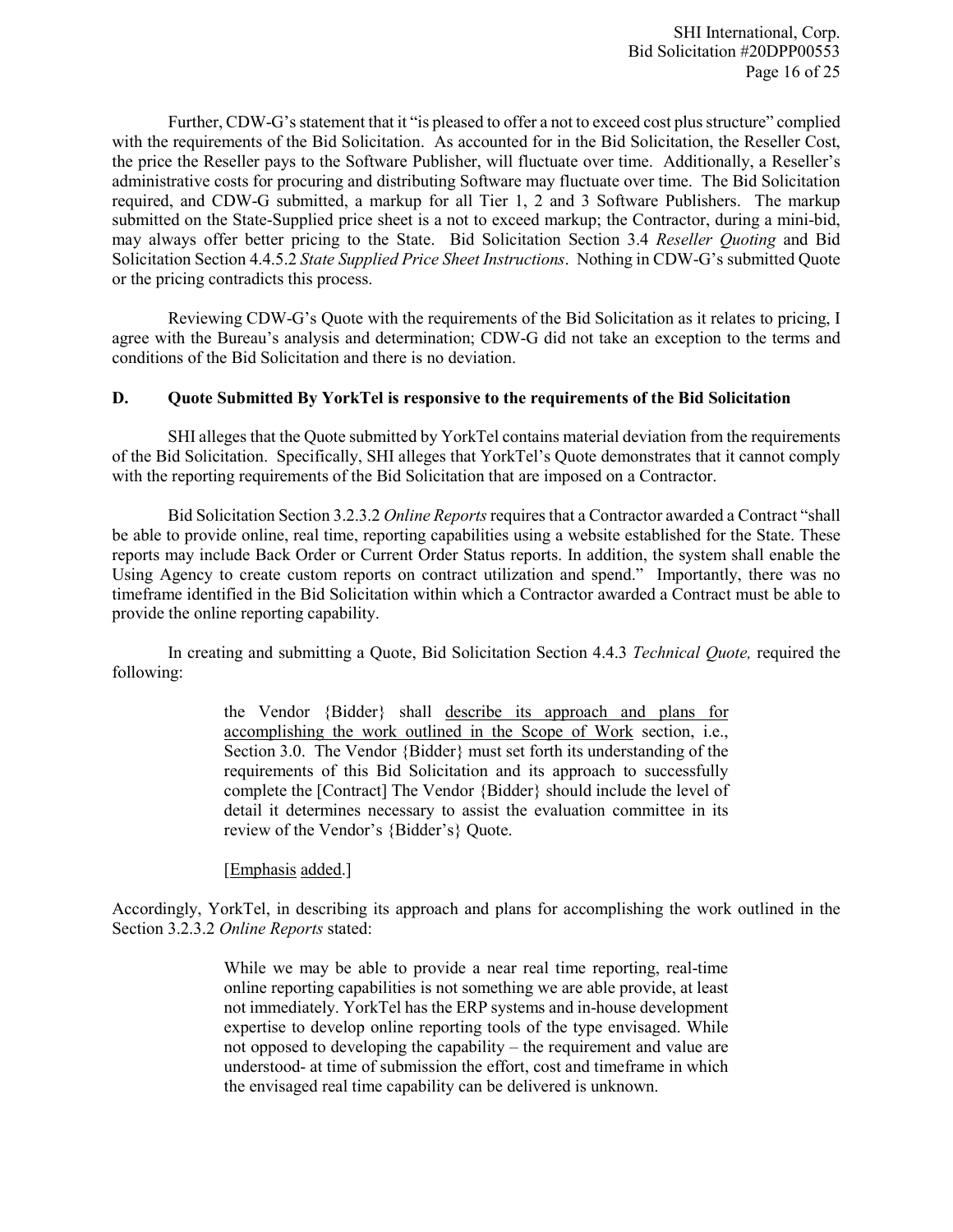Further, CDW-G's statement that it "is pleased to offer a not to exceed cost plus structure" complied with the requirements of the Bid Solicitation. As accounted for in the Bid Solicitation, the Reseller Cost, the price the Reseller pays to the Software Publisher, will fluctuate over time. Additionally, a Reseller's administrative costs for procuring and distributing Software may fluctuate over time. The Bid Solicitation required, and CDW-G submitted, a markup for all Tier 1, 2 and 3 Software Publishers. The markup submitted on the State-Supplied price sheet is a not to exceed markup; the Contractor, during a mini-bid, may always offer better pricing to the State. Bid Solicitation Section 3.4 *Reseller Quoting* and Bid Solicitation Section 4.4.5.2 *State Supplied Price Sheet Instructions*. Nothing in CDW-G's submitted Quote or the pricing contradicts this process.

Reviewing CDW-G's Quote with the requirements of the Bid Solicitation as it relates to pricing, I agree with the Bureau's analysis and determination; CDW-G did not take an exception to the terms and conditions of the Bid Solicitation and there is no deviation.

**D. Quote Submitted By YorkTel is responsive to the requirements of the Bid Solicitation**

SHI alleges that the Quote submitted by YorkTel contains material deviation from the requirements of the Bid Solicitation. Specifically, SHI alleges that YorkTel's Quote demonstrates that it cannot comply with the reporting requirements of the Bid Solicitation that are imposed on a Contractor.

Bid Solicitation Section 3.2.3.2 *Online Reports* requires that a Contractor awarded a Contract "shall be able to provide online, real time, reporting capabilities using a website established for the State. These reports may include Back Order or Current Order Status reports. In addition, the system shall enable the Using Agency to create custom reports on contract utilization and spend." Importantly, there was no timeframe identified in the Bid Solicitation within which a Contractor awarded a Contract must be able to provide the online reporting capability.

In creating and submitting a Quote, Bid Solicitation Section 4.4.3 *Technical Quote,* required the following:

> the Vendor {Bidder} shall describe its approach and plans for accomplishing the work outlined in the Scope of Work section, i.e., Section 3.0. The Vendor {Bidder} must set forth its understanding of the requirements of this Bid Solicitation and its approach to successfully complete the [Contract] The Vendor {Bidder} should include the level of detail it determines necessary to assist the evaluation committee in its review of the Vendor's {Bidder's} Quote.
>
> [Emphasis added.]

Accordingly, YorkTel, in describing its approach and plans for accomplishing the work outlined in the Section 3.2.3.2 *Online Reports* stated:

> While we may be able to provide a near real time reporting, real-time online reporting capabilities is not something we are able provide, at least not immediately. YorkTel has the ERP systems and in-house development expertise to develop online reporting tools of the type envisaged. While not opposed to developing the capability – the requirement and value are understood- at time of submission the effort, cost and timeframe in which the envisaged real time capability can be delivered is unknown.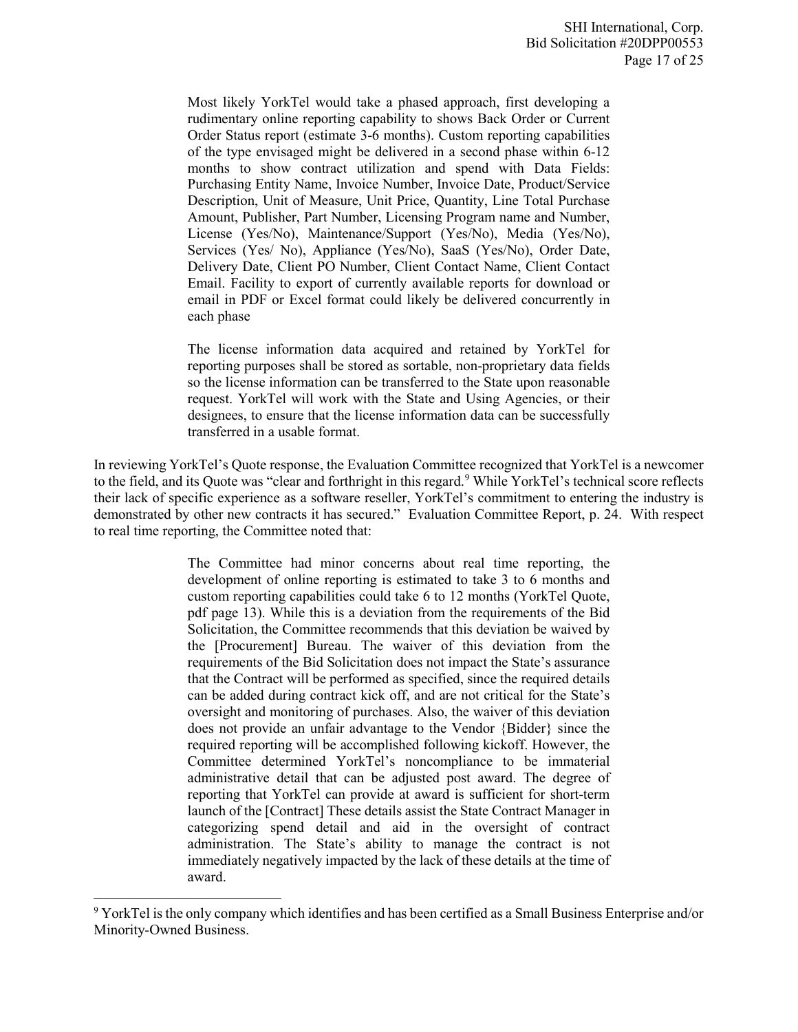> Most likely YorkTel would take a phased approach, first developing a rudimentary online reporting capability to shows Back Order or Current Order Status report (estimate 3-6 months). Custom reporting capabilities of the type envisaged might be delivered in a second phase within 6-12 months to show contract utilization and spend with Data Fields: Purchasing Entity Name, Invoice Number, Invoice Date, Product/Service Description, Unit of Measure, Unit Price, Quantity, Line Total Purchase Amount, Publisher, Part Number, Licensing Program name and Number, License (Yes/No), Maintenance/Support (Yes/No), Media (Yes/No), Services (Yes/ No), Appliance (Yes/No), SaaS (Yes/No), Order Date, Delivery Date, Client PO Number, Client Contact Name, Client Contact Email. Facility to export of currently available reports for download or email in PDF or Excel format could likely be delivered concurrently in each phase
>
> The license information data acquired and retained by YorkTel for reporting purposes shall be stored as sortable, non-proprietary data fields so the license information can be transferred to the State upon reasonable request. YorkTel will work with the State and Using Agencies, or their designees, to ensure that the license information data can be successfully transferred in a usable format.

In reviewing YorkTel's Quote response, the Evaluation Committee recognized that YorkTel is a newcomer to the field, and its Quote was "clear and forthright in this regard.[9] While YorkTel's technical score reflects their lack of specific experience as a software reseller, YorkTel's commitment to entering the industry is demonstrated by other new contracts it has secured." Evaluation Committee Report, p. 24. With respect to real time reporting, the Committee noted that:

> The Committee had minor concerns about real time reporting, the development of online reporting is estimated to take 3 to 6 months and custom reporting capabilities could take 6 to 12 months (YorkTel Quote, pdf page 13). While this is a deviation from the requirements of the Bid Solicitation, the Committee recommends that this deviation be waived by the [Procurement] Bureau. The waiver of this deviation from the requirements of the Bid Solicitation does not impact the State's assurance that the Contract will be performed as specified, since the required details can be added during contract kick off, and are not critical for the State's oversight and monitoring of purchases. Also, the waiver of this deviation does not provide an unfair advantage to the Vendor {Bidder} since the required reporting will be accomplished following kickoff. However, the Committee determined YorkTel's noncompliance to be immaterial administrative detail that can be adjusted post award. The degree of reporting that YorkTel can provide at award is sufficient for short-term launch of the [Contract] These details assist the State Contract Manager in categorizing spend detail and aid in the oversight of contract administration. The State's ability to manage the contract is not immediately negatively impacted by the lack of these details at the time of award.

---

[9] YorkTel is the only company which identifies and has been certified as a Small Business Enterprise and/or Minority-Owned Business.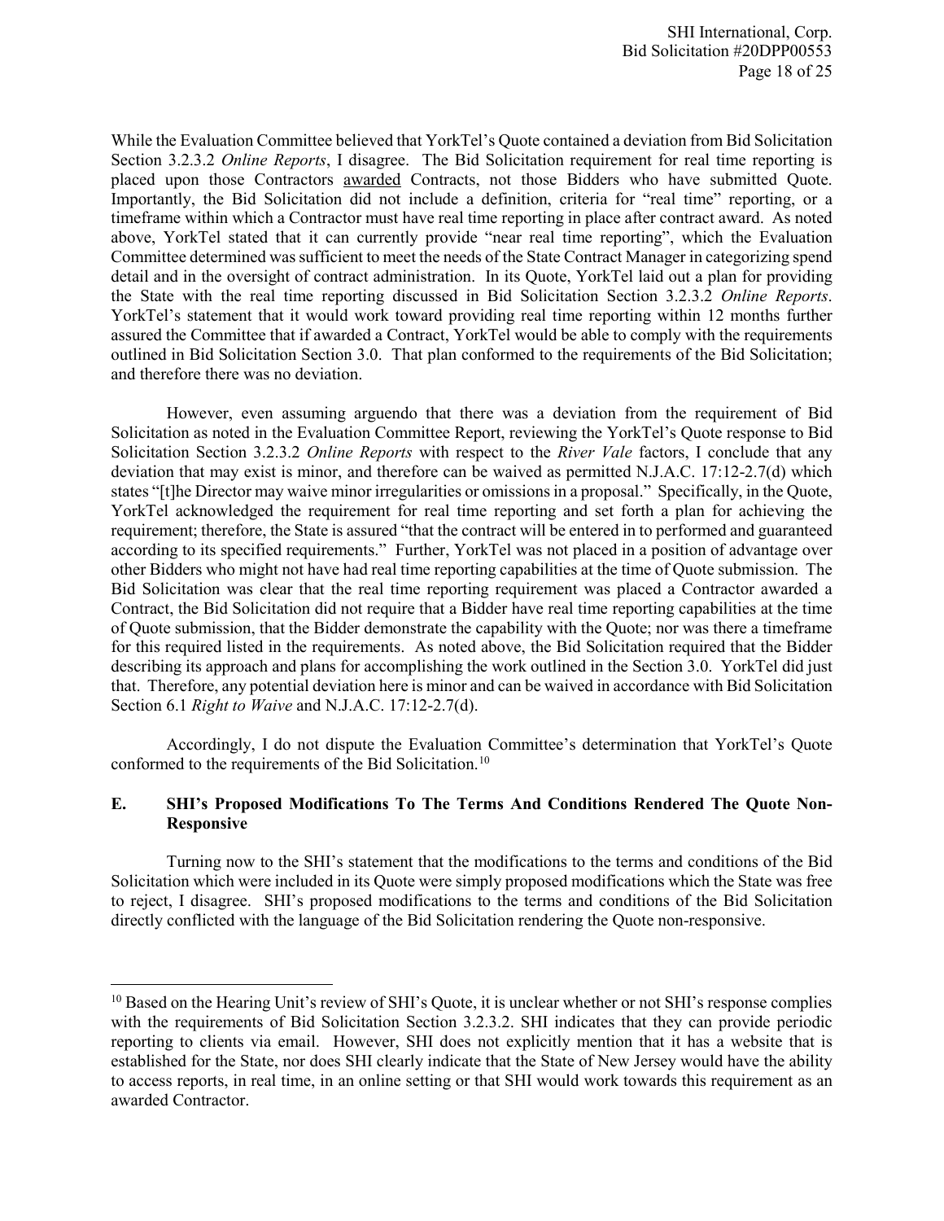While the Evaluation Committee believed that YorkTel's Quote contained a deviation from Bid Solicitation Section 3.2.3.2 *Online Reports*, I disagree. The Bid Solicitation requirement for real time reporting is placed upon those Contractors awarded Contracts, not those Bidders who have submitted Quote. Importantly, the Bid Solicitation did not include a definition, criteria for "real time" reporting, or a timeframe within which a Contractor must have real time reporting in place after contract award. As noted above, YorkTel stated that it can currently provide "near real time reporting", which the Evaluation Committee determined was sufficient to meet the needs of the State Contract Manager in categorizing spend detail and in the oversight of contract administration. In its Quote, YorkTel laid out a plan for providing the State with the real time reporting discussed in Bid Solicitation Section 3.2.3.2 *Online Reports*. YorkTel's statement that it would work toward providing real time reporting within 12 months further assured the Committee that if awarded a Contract, YorkTel would be able to comply with the requirements outlined in Bid Solicitation Section 3.0. That plan conformed to the requirements of the Bid Solicitation; and therefore there was no deviation.

However, even assuming arguendo that there was a deviation from the requirement of Bid Solicitation as noted in the Evaluation Committee Report, reviewing the YorkTel's Quote response to Bid Solicitation Section 3.2.3.2 *Online Reports* with respect to the *River Vale* factors, I conclude that any deviation that may exist is minor, and therefore can be waived as permitted N.J.A.C. 17:12-2.7(d) which states "[t]he Director may waive minor irregularities or omissions in a proposal." Specifically, in the Quote, YorkTel acknowledged the requirement for real time reporting and set forth a plan for achieving the requirement; therefore, the State is assured "that the contract will be entered in to performed and guaranteed according to its specified requirements." Further, YorkTel was not placed in a position of advantage over other Bidders who might not have had real time reporting capabilities at the time of Quote submission. The Bid Solicitation was clear that the real time reporting requirement was placed a Contractor awarded a Contract, the Bid Solicitation did not require that a Bidder have real time reporting capabilities at the time of Quote submission, that the Bidder demonstrate the capability with the Quote; nor was there a timeframe for this required listed in the requirements. As noted above, the Bid Solicitation required that the Bidder describing its approach and plans for accomplishing the work outlined in the Section 3.0. YorkTel did just that. Therefore, any potential deviation here is minor and can be waived in accordance with Bid Solicitation Section 6.1 *Right to Waive* and N.J.A.C. 17:12-2.7(d).

Accordingly, I do not dispute the Evaluation Committee's determination that YorkTel's Quote conformed to the requirements of the Bid Solicitation.[10]

### E. SHI's Proposed Modifications To The Terms And Conditions Rendered The Quote Non-Responsive

Turning now to the SHI's statement that the modifications to the terms and conditions of the Bid Solicitation which were included in its Quote were simply proposed modifications which the State was free to reject, I disagree. SHI's proposed modifications to the terms and conditions of the Bid Solicitation directly conflicted with the language of the Bid Solicitation rendering the Quote non-responsive.

---

[10] Based on the Hearing Unit's review of SHI's Quote, it is unclear whether or not SHI's response complies with the requirements of Bid Solicitation Section 3.2.3.2. SHI indicates that they can provide periodic reporting to clients via email. However, SHI does not explicitly mention that it has a website that is established for the State, nor does SHI clearly indicate that the State of New Jersey would have the ability to access reports, in real time, in an online setting or that SHI would work towards this requirement as an awarded Contractor.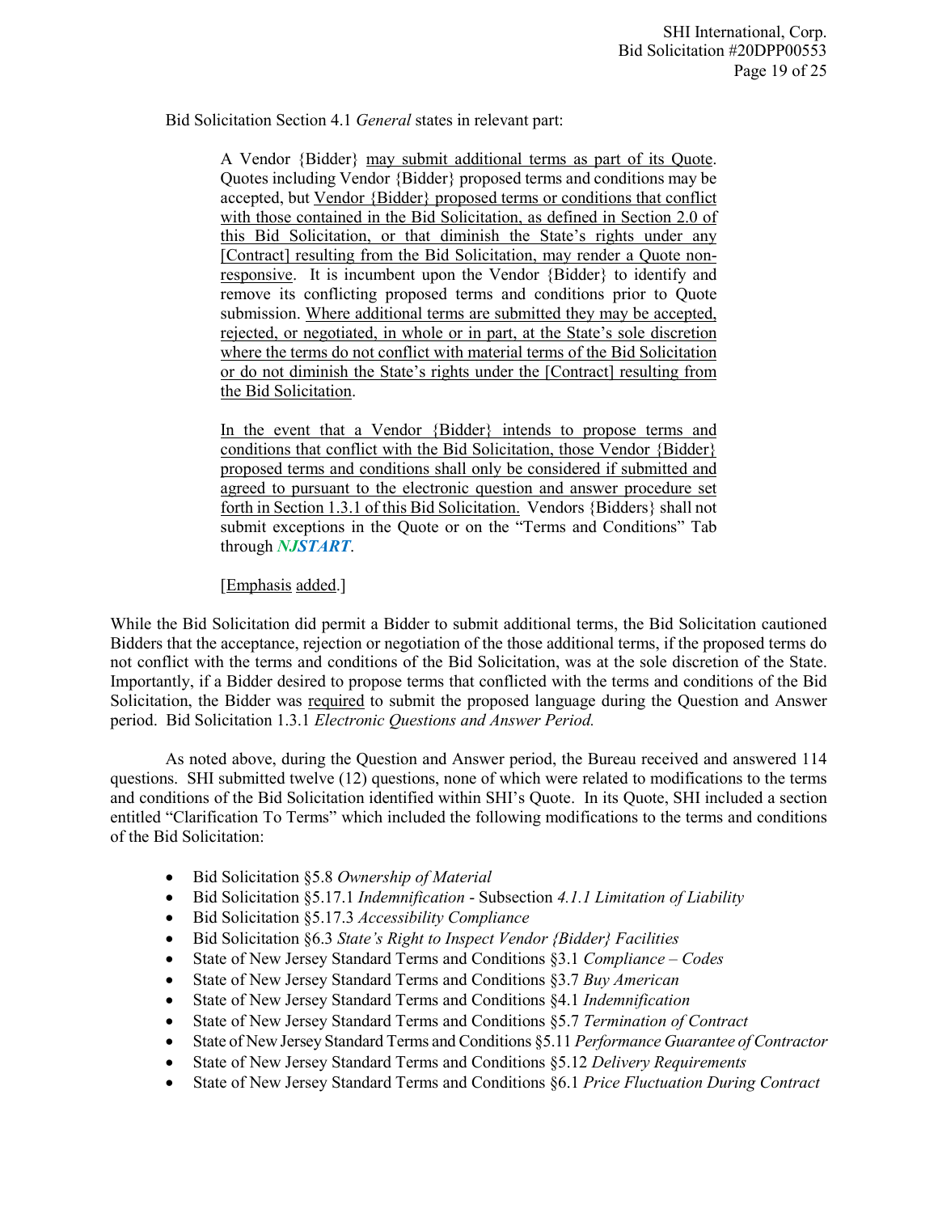Bid Solicitation Section 4.1 *General* states in relevant part:

> A Vendor {Bidder} <u>may submit additional terms as part of its Quote</u>. Quotes including Vendor {Bidder} proposed terms and conditions may be accepted, but <u>Vendor {Bidder} proposed terms or conditions that conflict with those contained in the Bid Solicitation, as defined in Section 2.0 of this Bid Solicitation, or that diminish the State's rights under any [Contract] resulting from the Bid Solicitation, may render a Quote non-responsive</u>. It is incumbent upon the Vendor {Bidder} to identify and remove its conflicting proposed terms and conditions prior to Quote submission. <u>Where additional terms are submitted they may be accepted, rejected, or negotiated, in whole or in part, at the State's sole discretion where the terms do not conflict with material terms of the Bid Solicitation or do not diminish the State's rights under the [Contract] resulting from the Bid Solicitation</u>.
>
> <u>In the event that a Vendor {Bidder} intends to propose terms and conditions that conflict with the Bid Solicitation, those Vendor {Bidder} proposed terms and conditions shall only be considered if submitted and agreed to pursuant to the electronic question and answer procedure set forth in Section 1.3.1 of this Bid Solicitation.</u> Vendors {Bidders} shall not submit exceptions in the Quote or on the "Terms and Conditions" Tab through ***NJSTART***.
>
> [<u>Emphasis</u> <u>added</u>.]

While the Bid Solicitation did permit a Bidder to submit additional terms, the Bid Solicitation cautioned Bidders that the acceptance, rejection or negotiation of the those additional terms, if the proposed terms do not conflict with the terms and conditions of the Bid Solicitation, was at the sole discretion of the State. Importantly, if a Bidder desired to propose terms that conflicted with the terms and conditions of the Bid Solicitation, the Bidder was <u>required</u> to submit the proposed language during the Question and Answer period. Bid Solicitation 1.3.1 *Electronic Questions and Answer Period.*

As noted above, during the Question and Answer period, the Bureau received and answered 114 questions. SHI submitted twelve (12) questions, none of which were related to modifications to the terms and conditions of the Bid Solicitation identified within SHI's Quote. In its Quote, SHI included a section entitled "Clarification To Terms" which included the following modifications to the terms and conditions of the Bid Solicitation:

- Bid Solicitation §5.8 *Ownership of Material*
- Bid Solicitation §5.17.1 *Indemnification* - Subsection *4.1.1 Limitation of Liability*
- Bid Solicitation §5.17.3 *Accessibility Compliance*
- Bid Solicitation §6.3 *State's Right to Inspect Vendor {Bidder} Facilities*
- State of New Jersey Standard Terms and Conditions §3.1 *Compliance – Codes*
- State of New Jersey Standard Terms and Conditions §3.7 *Buy American*
- State of New Jersey Standard Terms and Conditions §4.1 *Indemnification*
- State of New Jersey Standard Terms and Conditions §5.7 *Termination of Contract*
- State of New Jersey Standard Terms and Conditions §5.11 *Performance Guarantee of Contractor*
- State of New Jersey Standard Terms and Conditions §5.12 *Delivery Requirements*
- State of New Jersey Standard Terms and Conditions §6.1 *Price Fluctuation During Contract*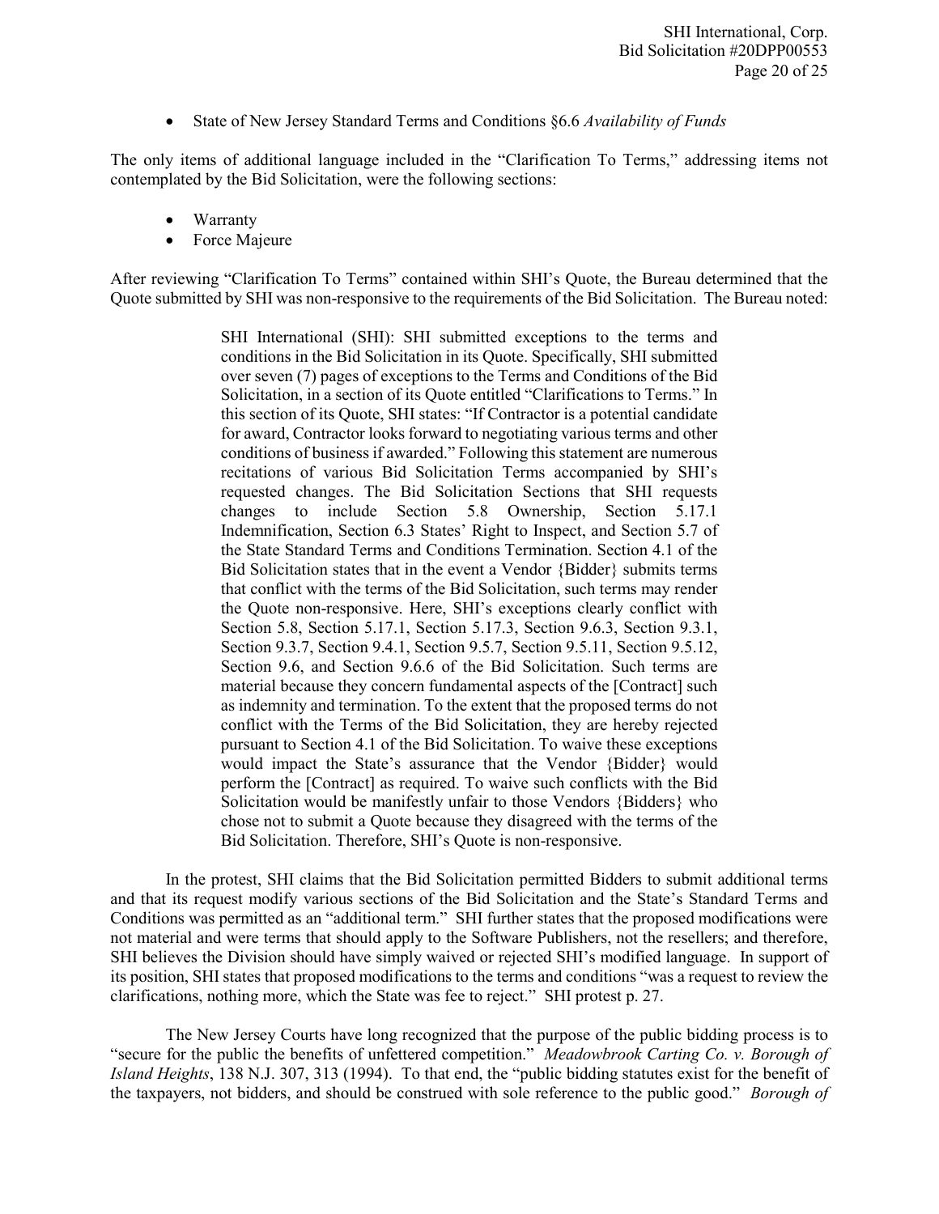- State of New Jersey Standard Terms and Conditions §6.6 *Availability of Funds*

The only items of additional language included in the "Clarification To Terms," addressing items not contemplated by the Bid Solicitation, were the following sections:

- Warranty
- Force Majeure

After reviewing "Clarification To Terms" contained within SHI's Quote, the Bureau determined that the Quote submitted by SHI was non-responsive to the requirements of the Bid Solicitation. The Bureau noted:

> SHI International (SHI): SHI submitted exceptions to the terms and conditions in the Bid Solicitation in its Quote. Specifically, SHI submitted over seven (7) pages of exceptions to the Terms and Conditions of the Bid Solicitation, in a section of its Quote entitled "Clarifications to Terms." In this section of its Quote, SHI states: "If Contractor is a potential candidate for award, Contractor looks forward to negotiating various terms and other conditions of business if awarded." Following this statement are numerous recitations of various Bid Solicitation Terms accompanied by SHI's requested changes. The Bid Solicitation Sections that SHI requests changes to include Section 5.8 Ownership, Section 5.17.1 Indemnification, Section 6.3 States' Right to Inspect, and Section 5.7 of the State Standard Terms and Conditions Termination. Section 4.1 of the Bid Solicitation states that in the event a Vendor {Bidder} submits terms that conflict with the terms of the Bid Solicitation, such terms may render the Quote non-responsive. Here, SHI's exceptions clearly conflict with Section 5.8, Section 5.17.1, Section 5.17.3, Section 9.6.3, Section 9.3.1, Section 9.3.7, Section 9.4.1, Section 9.5.7, Section 9.5.11, Section 9.5.12, Section 9.6, and Section 9.6.6 of the Bid Solicitation. Such terms are material because they concern fundamental aspects of the [Contract] such as indemnity and termination. To the extent that the proposed terms do not conflict with the Terms of the Bid Solicitation, they are hereby rejected pursuant to Section 4.1 of the Bid Solicitation. To waive these exceptions would impact the State's assurance that the Vendor {Bidder} would perform the [Contract] as required. To waive such conflicts with the Bid Solicitation would be manifestly unfair to those Vendors {Bidders} who chose not to submit a Quote because they disagreed with the terms of the Bid Solicitation. Therefore, SHI's Quote is non-responsive.

In the protest, SHI claims that the Bid Solicitation permitted Bidders to submit additional terms and that its request modify various sections of the Bid Solicitation and the State's Standard Terms and Conditions was permitted as an "additional term." SHI further states that the proposed modifications were not material and were terms that should apply to the Software Publishers, not the resellers; and therefore, SHI believes the Division should have simply waived or rejected SHI's modified language. In support of its position, SHI states that proposed modifications to the terms and conditions "was a request to review the clarifications, nothing more, which the State was fee to reject." SHI protest p. 27.

The New Jersey Courts have long recognized that the purpose of the public bidding process is to "secure for the public the benefits of unfettered competition." *Meadowbrook Carting Co. v. Borough of Island Heights*, 138 N.J. 307, 313 (1994). To that end, the "public bidding statutes exist for the benefit of the taxpayers, not bidders, and should be construed with sole reference to the public good." *Borough of*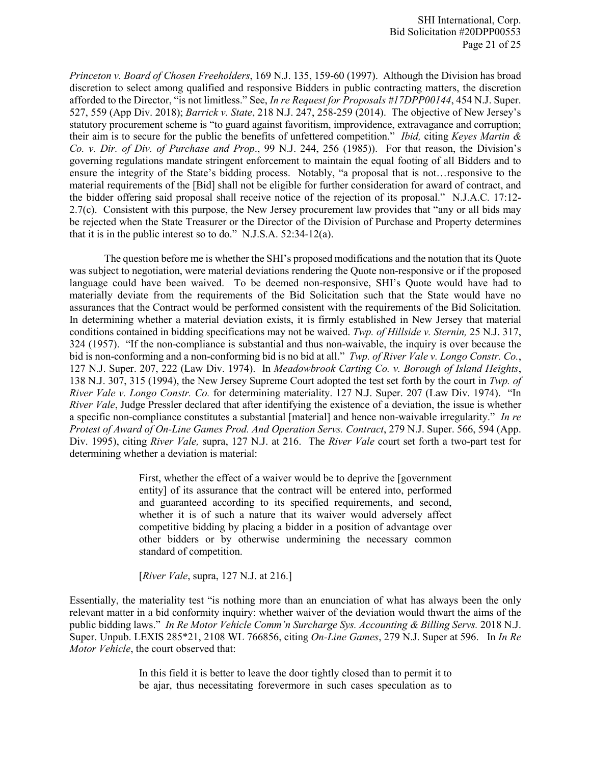*Princeton v. Board of Chosen Freeholders*, 169 N.J. 135, 159-60 (1997). Although the Division has broad discretion to select among qualified and responsive Bidders in public contracting matters, the discretion afforded to the Director, "is not limitless." See, *In re Request for Proposals #17DPP00144*, 454 N.J. Super. 527, 559 (App Div. 2018); *Barrick v. State*, 218 N.J. 247, 258-259 (2014). The objective of New Jersey's statutory procurement scheme is "to guard against favoritism, improvidence, extravagance and corruption; their aim is to secure for the public the benefits of unfettered competition." *Ibid,* citing *Keyes Martin & Co. v. Dir. of Div. of Purchase and Prop*., 99 N.J. 244, 256 (1985)). For that reason, the Division's governing regulations mandate stringent enforcement to maintain the equal footing of all Bidders and to ensure the integrity of the State's bidding process. Notably, "a proposal that is not…responsive to the material requirements of the [Bid] shall not be eligible for further consideration for award of contract, and the bidder offering said proposal shall receive notice of the rejection of its proposal." N.J.A.C. 17:12-2.7(c). Consistent with this purpose, the New Jersey procurement law provides that "any or all bids may be rejected when the State Treasurer or the Director of the Division of Purchase and Property determines that it is in the public interest so to do." N.J.S.A. 52:34-12(a).

The question before me is whether the SHI's proposed modifications and the notation that its Quote was subject to negotiation, were material deviations rendering the Quote non-responsive or if the proposed language could have been waived. To be deemed non-responsive, SHI's Quote would have had to materially deviate from the requirements of the Bid Solicitation such that the State would have no assurances that the Contract would be performed consistent with the requirements of the Bid Solicitation. In determining whether a material deviation exists, it is firmly established in New Jersey that material conditions contained in bidding specifications may not be waived. *Twp. of Hillside v. Sternin,* 25 N.J. 317, 324 (1957). "If the non-compliance is substantial and thus non-waivable, the inquiry is over because the bid is non-conforming and a non-conforming bid is no bid at all." *Twp. of River Vale v. Longo Constr. Co.*, 127 N.J. Super. 207, 222 (Law Div. 1974). In *Meadowbrook Carting Co. v. Borough of Island Heights*, 138 N.J. 307, 315 (1994), the New Jersey Supreme Court adopted the test set forth by the court in *Twp. of River Vale v. Longo Constr. Co.* for determining materiality. 127 N.J. Super. 207 (Law Div. 1974). "In *River Vale*, Judge Pressler declared that after identifying the existence of a deviation, the issue is whether a specific non-compliance constitutes a substantial [material] and hence non-waivable irregularity." *In re Protest of Award of On-Line Games Prod. And Operation Servs. Contract*, 279 N.J. Super. 566, 594 (App. Div. 1995), citing *River Vale,* supra, 127 N.J. at 216. The *River Vale* court set forth a two-part test for determining whether a deviation is material:

> First, whether the effect of a waiver would be to deprive the [government entity] of its assurance that the contract will be entered into, performed and guaranteed according to its specified requirements, and second, whether it is of such a nature that its waiver would adversely affect competitive bidding by placing a bidder in a position of advantage over other bidders or by otherwise undermining the necessary common standard of competition.
>
> [*River Vale*, supra, 127 N.J. at 216.]

Essentially, the materiality test "is nothing more than an enunciation of what has always been the only relevant matter in a bid conformity inquiry: whether waiver of the deviation would thwart the aims of the public bidding laws." *In Re Motor Vehicle Comm'n Surcharge Sys. Accounting & Billing Servs.* 2018 N.J. Super. Unpub. LEXIS 285*21, 2108 WL 766856, citing *On-Line Games*, 279 N.J. Super at 596. In *In Re Motor Vehicle*, the court observed that:

> In this field it is better to leave the door tightly closed than to permit it to be ajar, thus necessitating forevermore in such cases speculation as to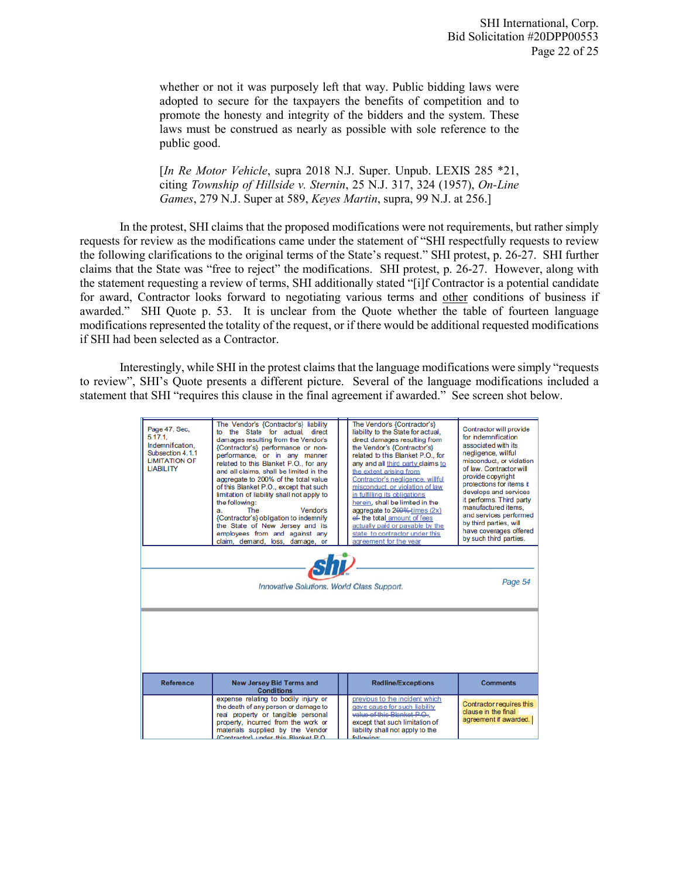whether or not it was purposely left that way. Public bidding laws were adopted to secure for the taxpayers the benefits of competition and to promote the honesty and integrity of the bidders and the system. These laws must be construed as nearly as possible with sole reference to the public good.

[*In Re Motor Vehicle*, supra 2018 N.J. Super. Unpub. LEXIS 285 *21, citing *Township of Hillside v. Sternin*, 25 N.J. 317, 324 (1957), *On-Line Games*, 279 N.J. Super at 589, *Keyes Martin*, supra, 99 N.J. at 256.]

In the protest, SHI claims that the proposed modifications were not requirements, but rather simply requests for review as the modifications came under the statement of "SHI respectfully requests to review the following clarifications to the original terms of the State's request." SHI protest, p. 26-27. SHI further claims that the State was "free to reject" the modifications. SHI protest, p. 26-27. However, along with the statement requesting a review of terms, SHI additionally stated "[i]f Contractor is a potential candidate for award, Contractor looks forward to negotiating various terms and other conditions of business if awarded." SHI Quote p. 53. It is unclear from the Quote whether the table of fourteen language modifications represented the totality of the request, or if there would be additional requested modifications if SHI had been selected as a Contractor.

Interestingly, while SHI in the protest claims that the language modifications were simply "requests to review", SHI's Quote presents a different picture. Several of the language modifications included a statement that SHI "requires this clause in the final agreement if awarded." See screen shot below.

| Reference | New Jersey Bid Terms and Conditions | Redline/Exceptions | Comments |
|---|---|---|---|
| Page 47, Sec, 5.17.1, Indemnification, Subsection 4.1.1 LIMITATION OF LIABILITY | The Vendor's {Contractor's} liability to the State for actual, direct damages resulting from the Vendor's {Contractor's} performance or non-performance, or in any manner related to this Blanket P.O., for any and all claims, shall be limited in the aggregate to 200% of the total value of this Blanket P.O., except that such limitation of liability shall not apply to the following: a. The Vendor's {Contractor's} obligation to indemnify the State of New Jersey and its employees from and against any claim, demand, loss, damage, or | The Vendor's {Contractor's} liability to the State for actual, direct damages resulting from the Vendor's {Contractor's} performance or non-performance, or in any manner related to this Blanket P.O., for any and all third party claims to the extent arising from Contractor's negligence, willful misconduct, or violation of law in fulfilling its obligations herein, shall be limited in the aggregate to ~~200%~~ times (2x) ~~of~~ the total amount of fees actually paid or payable by the state to contractor under this agreement for the year | Contractor will provide for indemnification associated with its negligence, willful misconduct, or violation of law. Contractor will provide copyright protections for items it develops and services it performs. Third party manufactured items, and services performed by third parties, will have coverages offered by such third parties. |
| | expense relating to bodily injury or the death of any person or damage to real property or tangible personal property, incurred from the work or materials supplied by the Vendor {Contractor} under this Blanket P.O. | previous to the incident which gave cause for such liability ~~value of this Blanket P.O.~~, except that such limitation of liability shall not apply to the following: | Contractor requires this clause in the final agreement if awarded. |

*shi* Innovative Solutions. World Class Support. Page 54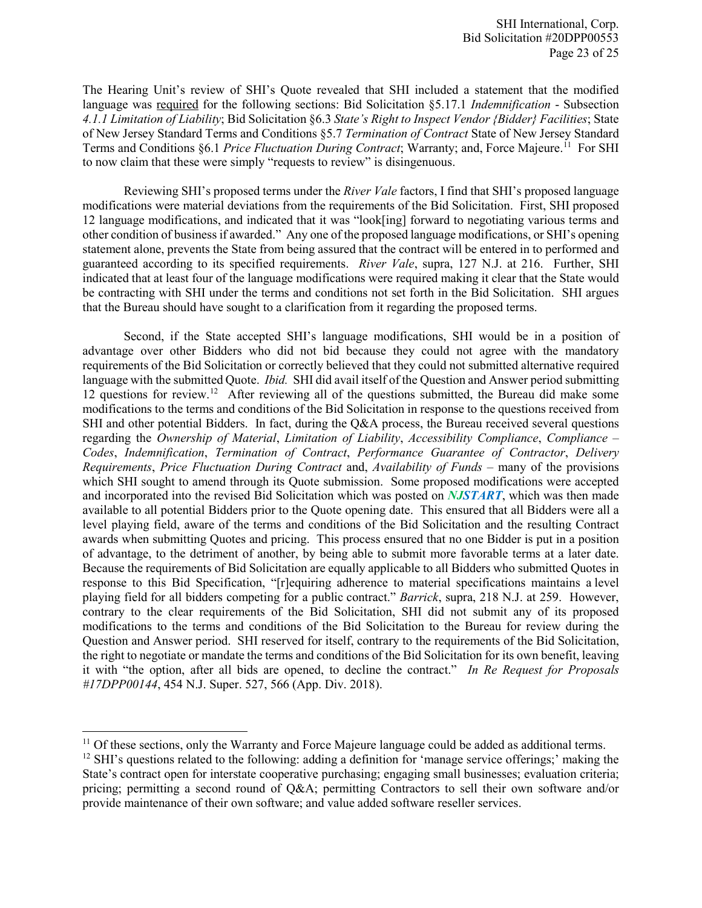The Hearing Unit's review of SHI's Quote revealed that SHI included a statement that the modified language was <u>required</u> for the following sections: Bid Solicitation §5.17.1 *Indemnification* - Subsection *4.1.1 Limitation of Liability*; Bid Solicitation §6.3 *State's Right to Inspect Vendor {Bidder} Facilities*; State of New Jersey Standard Terms and Conditions §5.7 *Termination of Contract* State of New Jersey Standard Terms and Conditions §6.1 *Price Fluctuation During Contract*; Warranty; and, Force Majeure.[11] For SHI to now claim that these were simply "requests to review" is disingenuous.

Reviewing SHI's proposed terms under the *River Vale* factors, I find that SHI's proposed language modifications were material deviations from the requirements of the Bid Solicitation. First, SHI proposed 12 language modifications, and indicated that it was "look[ing] forward to negotiating various terms and other condition of business if awarded." Any one of the proposed language modifications, or SHI's opening statement alone, prevents the State from being assured that the contract will be entered in to performed and guaranteed according to its specified requirements. *River Vale*, supra, 127 N.J. at 216. Further, SHI indicated that at least four of the language modifications were required making it clear that the State would be contracting with SHI under the terms and conditions not set forth in the Bid Solicitation. SHI argues that the Bureau should have sought to a clarification from it regarding the proposed terms.

Second, if the State accepted SHI's language modifications, SHI would be in a position of advantage over other Bidders who did not bid because they could not agree with the mandatory requirements of the Bid Solicitation or correctly believed that they could not submitted alternative required language with the submitted Quote. *Ibid.* SHI did avail itself of the Question and Answer period submitting 12 questions for review.[12] After reviewing all of the questions submitted, the Bureau did make some modifications to the terms and conditions of the Bid Solicitation in response to the questions received from SHI and other potential Bidders. In fact, during the Q&A process, the Bureau received several questions regarding the *Ownership of Material*, *Limitation of Liability*, *Accessibility Compliance*, *Compliance – Codes*, *Indemnification*, *Termination of Contract*, *Performance Guarantee of Contractor*, *Delivery Requirements*, *Price Fluctuation During Contract* and, *Availability of Funds* – many of the provisions which SHI sought to amend through its Quote submission. Some proposed modifications were accepted and incorporated into the revised Bid Solicitation which was posted on ***NJSTART***, which was then made available to all potential Bidders prior to the Quote opening date. This ensured that all Bidders were all a level playing field, aware of the terms and conditions of the Bid Solicitation and the resulting Contract awards when submitting Quotes and pricing. This process ensured that no one Bidder is put in a position of advantage, to the detriment of another, by being able to submit more favorable terms at a later date. Because the requirements of Bid Solicitation are equally applicable to all Bidders who submitted Quotes in response to this Bid Specification, "[r]equiring adherence to material specifications maintains a level playing field for all bidders competing for a public contract." *Barrick*, supra, 218 N.J. at 259. However, contrary to the clear requirements of the Bid Solicitation, SHI did not submit any of its proposed modifications to the terms and conditions of the Bid Solicitation to the Bureau for review during the Question and Answer period. SHI reserved for itself, contrary to the requirements of the Bid Solicitation, the right to negotiate or mandate the terms and conditions of the Bid Solicitation for its own benefit, leaving it with "the option, after all bids are opened, to decline the contract." *In Re Request for Proposals #17DPP00144*, 454 N.J. Super. 527, 566 (App. Div. 2018).

---

[11] Of these sections, only the Warranty and Force Majeure language could be added as additional terms.

[12] SHI's questions related to the following: adding a definition for 'manage service offerings;' making the State's contract open for interstate cooperative purchasing; engaging small businesses; evaluation criteria; pricing; permitting a second round of Q&A; permitting Contractors to sell their own software and/or provide maintenance of their own software; and value added software reseller services.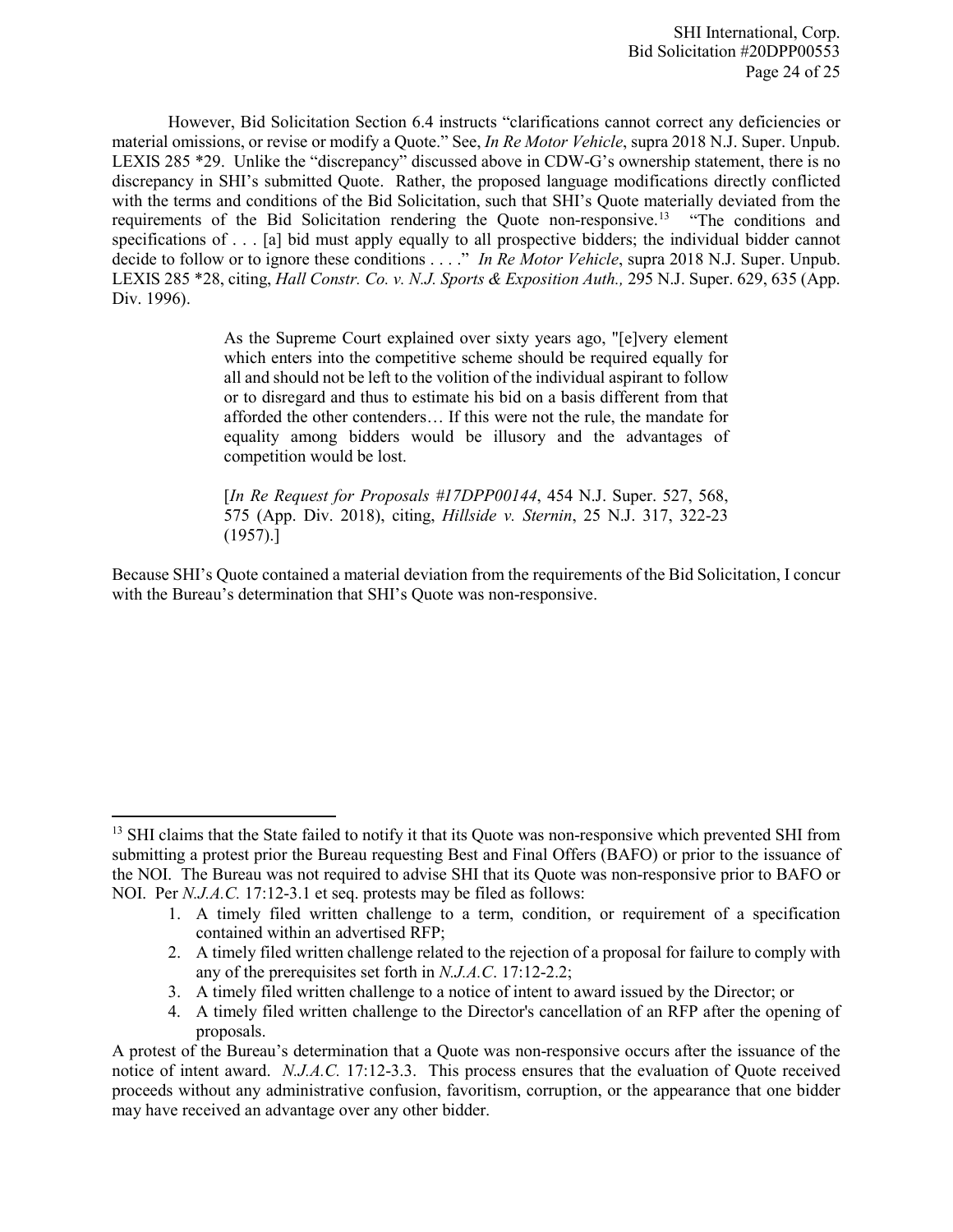However, Bid Solicitation Section 6.4 instructs "clarifications cannot correct any deficiencies or material omissions, or revise or modify a Quote." See, *In Re Motor Vehicle*, supra 2018 N.J. Super. Unpub. LEXIS 285 *29. Unlike the "discrepancy" discussed above in CDW-G's ownership statement, there is no discrepancy in SHI's submitted Quote. Rather, the proposed language modifications directly conflicted with the terms and conditions of the Bid Solicitation, such that SHI's Quote materially deviated from the requirements of the Bid Solicitation rendering the Quote non-responsive.[13] "The conditions and specifications of . . . [a] bid must apply equally to all prospective bidders; the individual bidder cannot decide to follow or to ignore these conditions . . . ." *In Re Motor Vehicle*, supra 2018 N.J. Super. Unpub. LEXIS 285 *28, citing, *Hall Constr. Co. v. N.J. Sports & Exposition Auth.,* 295 N.J. Super. 629, 635 (App. Div. 1996).

> As the Supreme Court explained over sixty years ago, "[e]very element which enters into the competitive scheme should be required equally for all and should not be left to the volition of the individual aspirant to follow or to disregard and thus to estimate his bid on a basis different from that afforded the other contenders… If this were not the rule, the mandate for equality among bidders would be illusory and the advantages of competition would be lost.
>
> [*In Re Request for Proposals #17DPP00144*, 454 N.J. Super. 527, 568, 575 (App. Div. 2018), citing, *Hillside v. Sternin*, 25 N.J. 317, 322-23 (1957).]

Because SHI's Quote contained a material deviation from the requirements of the Bid Solicitation, I concur with the Bureau's determination that SHI's Quote was non-responsive.

---

[13] SHI claims that the State failed to notify it that its Quote was non-responsive which prevented SHI from submitting a protest prior the Bureau requesting Best and Final Offers (BAFO) or prior to the issuance of the NOI. The Bureau was not required to advise SHI that its Quote was non-responsive prior to BAFO or NOI. Per *N.J.A.C.* 17:12-3.1 et seq. protests may be filed as follows:

1. A timely filed written challenge to a term, condition, or requirement of a specification contained within an advertised RFP;
2. A timely filed written challenge related to the rejection of a proposal for failure to comply with any of the prerequisites set forth in *N.J.A.C*. 17:12-2.2;
3. A timely filed written challenge to a notice of intent to award issued by the Director; or
4. A timely filed written challenge to the Director's cancellation of an RFP after the opening of proposals.

A protest of the Bureau's determination that a Quote was non-responsive occurs after the issuance of the notice of intent award. *N.J.A.C.* 17:12-3.3. This process ensures that the evaluation of Quote received proceeds without any administrative confusion, favoritism, corruption, or the appearance that one bidder may have received an advantage over any other bidder.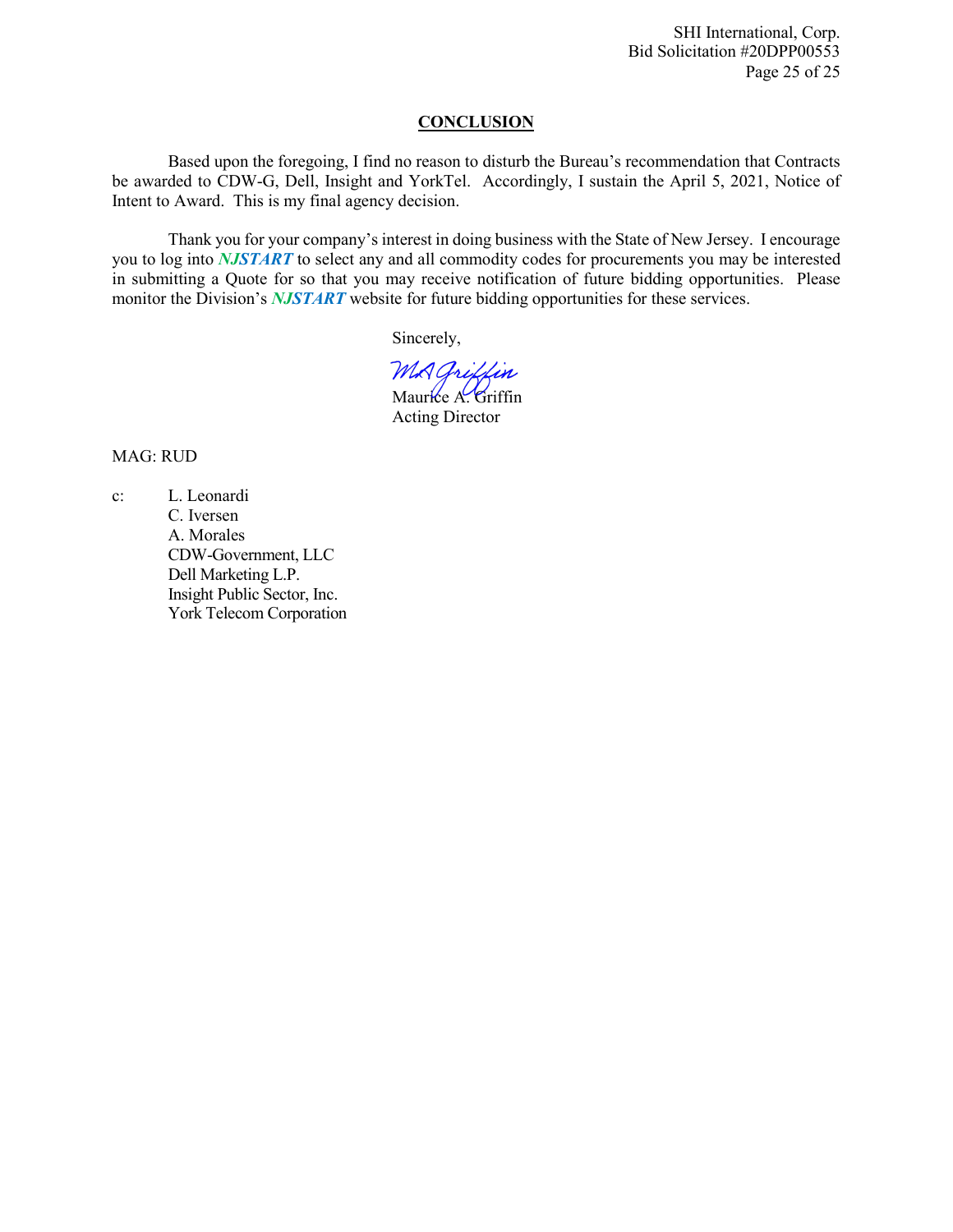## CONCLUSION

Based upon the foregoing, I find no reason to disturb the Bureau's recommendation that Contracts be awarded to CDW-G, Dell, Insight and YorkTel. Accordingly, I sustain the April 5, 2021, Notice of Intent to Award. This is my final agency decision.

Thank you for your company's interest in doing business with the State of New Jersey. I encourage you to log into ***NJSTART*** to select any and all commodity codes for procurements you may be interested in submitting a Quote for so that you may receive notification of future bidding opportunities. Please monitor the Division's ***NJSTART*** website for future bidding opportunities for these services.

Sincerely,

MA Griffin
Maurice A. Griffin
Acting Director

MAG: RUD

c: L. Leonardi
C. Iversen
A. Morales
CDW-Government, LLC
Dell Marketing L.P.
Insight Public Sector, Inc.
York Telecom Corporation